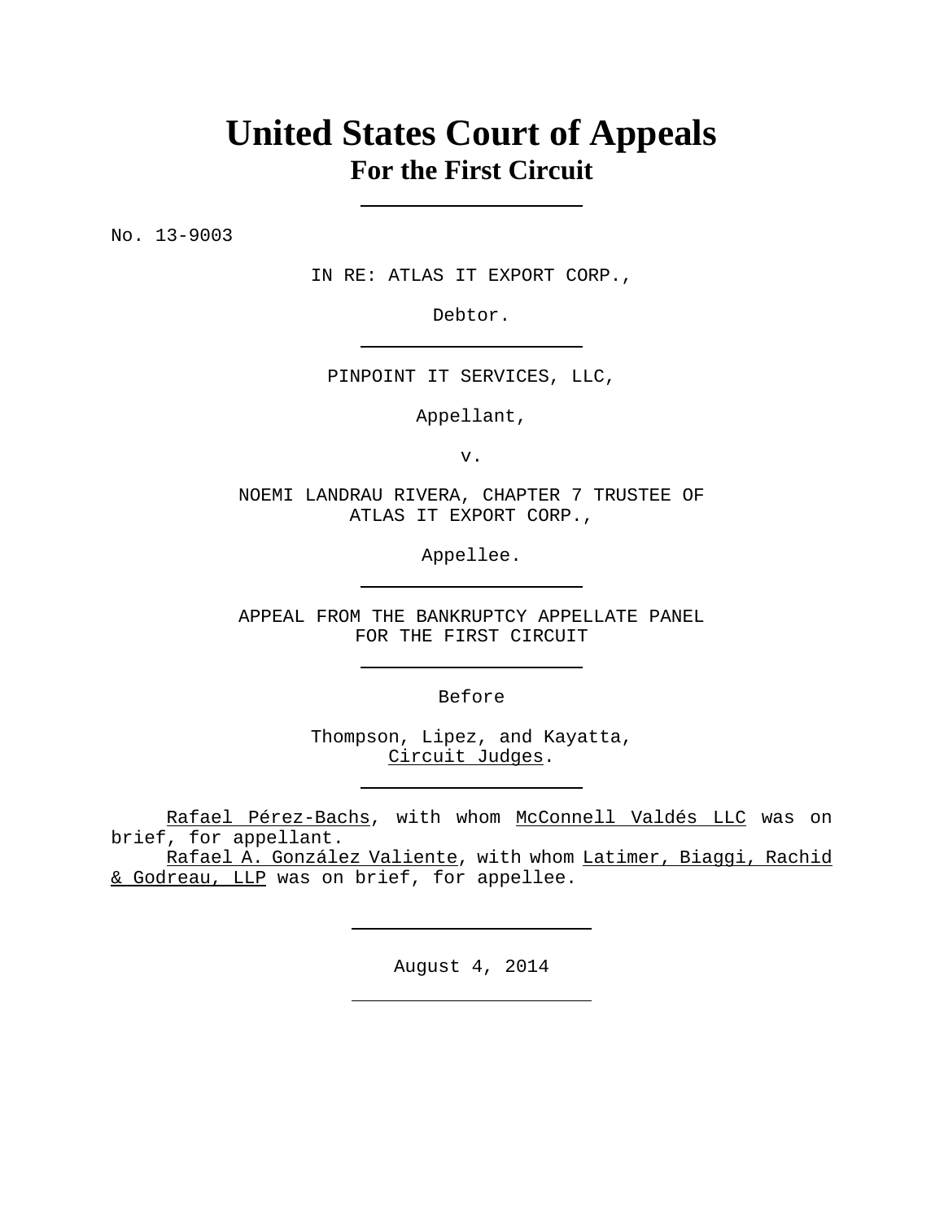# United States Court of Appeals
## For the First Circuit

---

No. 13-9003

IN RE: ATLAS IT EXPORT CORP.,

Debtor.

---

PINPOINT IT SERVICES, LLC,

Appellant,

v.

NOEMI LANDRAU RIVERA, CHAPTER 7 TRUSTEE OF ATLAS IT EXPORT CORP.,

Appellee.

---

APPEAL FROM THE BANKRUPTCY APPELLATE PANEL FOR THE FIRST CIRCUIT

---

Before

Thompson, Lipez, and Kayatta,
Circuit Judges.

---

Rafael Pérez-Bachs, with whom McConnell Valdés LLC was on brief, for appellant.

Rafael A. González Valiente, with whom Latimer, Biaggi, Rachid & Godreau, LLP was on brief, for appellee.

---

August 4, 2014

---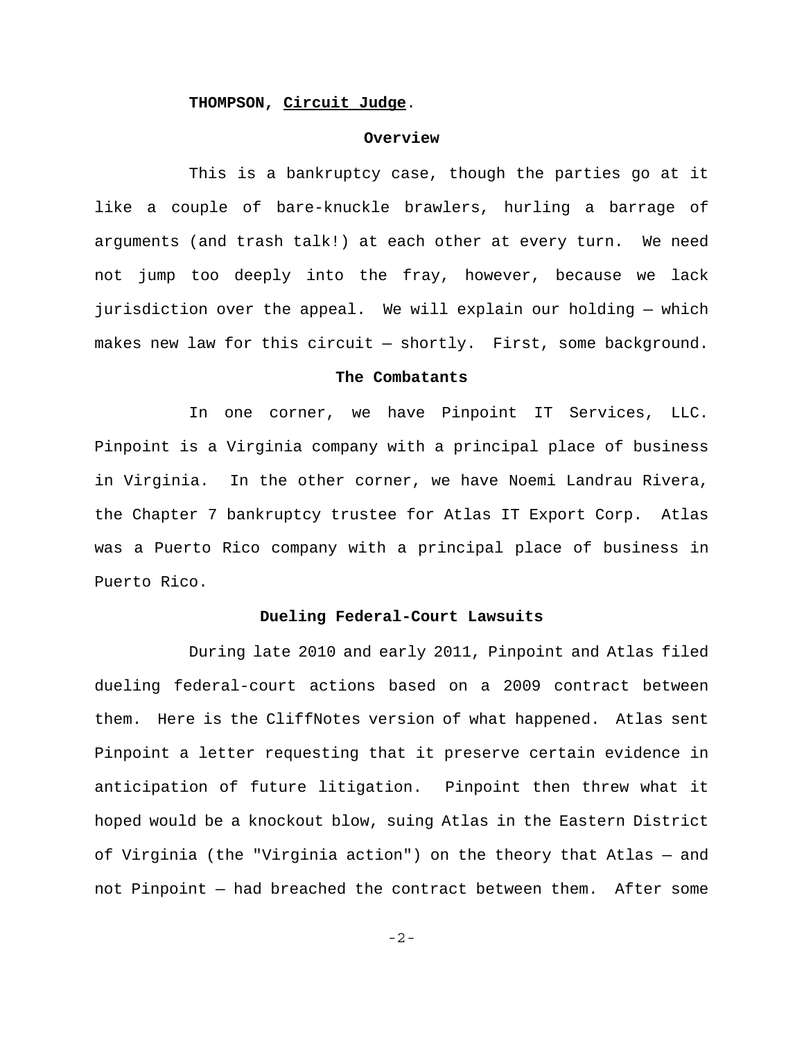**THOMPSON, Circuit Judge.**

## Overview

This is a bankruptcy case, though the parties go at it like a couple of bare-knuckle brawlers, hurling a barrage of arguments (and trash talk!) at each other at every turn. We need not jump too deeply into the fray, however, because we lack jurisdiction over the appeal. We will explain our holding — which makes new law for this circuit — shortly. First, some background.

## The Combatants

In one corner, we have Pinpoint IT Services, LLC. Pinpoint is a Virginia company with a principal place of business in Virginia. In the other corner, we have Noemi Landrau Rivera, the Chapter 7 bankruptcy trustee for Atlas IT Export Corp. Atlas was a Puerto Rico company with a principal place of business in Puerto Rico.

## Dueling Federal-Court Lawsuits

During late 2010 and early 2011, Pinpoint and Atlas filed dueling federal-court actions based on a 2009 contract between them. Here is the CliffNotes version of what happened. Atlas sent Pinpoint a letter requesting that it preserve certain evidence in anticipation of future litigation. Pinpoint then threw what it hoped would be a knockout blow, suing Atlas in the Eastern District of Virginia (the "Virginia action") on the theory that Atlas — and not Pinpoint — had breached the contract between them. After some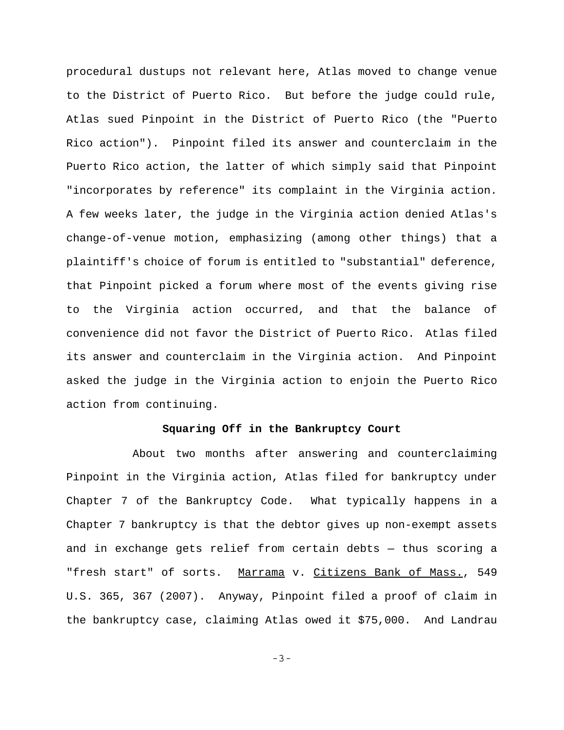procedural dustups not relevant here, Atlas moved to change venue to the District of Puerto Rico. But before the judge could rule, Atlas sued Pinpoint in the District of Puerto Rico (the "Puerto Rico action"). Pinpoint filed its answer and counterclaim in the Puerto Rico action, the latter of which simply said that Pinpoint "incorporates by reference" its complaint in the Virginia action. A few weeks later, the judge in the Virginia action denied Atlas's change-of-venue motion, emphasizing (among other things) that a plaintiff's choice of forum is entitled to "substantial" deference, that Pinpoint picked a forum where most of the events giving rise to the Virginia action occurred, and that the balance of convenience did not favor the District of Puerto Rico. Atlas filed its answer and counterclaim in the Virginia action. And Pinpoint asked the judge in the Virginia action to enjoin the Puerto Rico action from continuing.

**Squaring Off in the Bankruptcy Court**

About two months after answering and counterclaiming Pinpoint in the Virginia action, Atlas filed for bankruptcy under Chapter 7 of the Bankruptcy Code. What typically happens in a Chapter 7 bankruptcy is that the debtor gives up non-exempt assets and in exchange gets relief from certain debts — thus scoring a "fresh start" of sorts. Marrama v. Citizens Bank of Mass., 549 U.S. 365, 367 (2007). Anyway, Pinpoint filed a proof of claim in the bankruptcy case, claiming Atlas owed it $75,000. And Landrau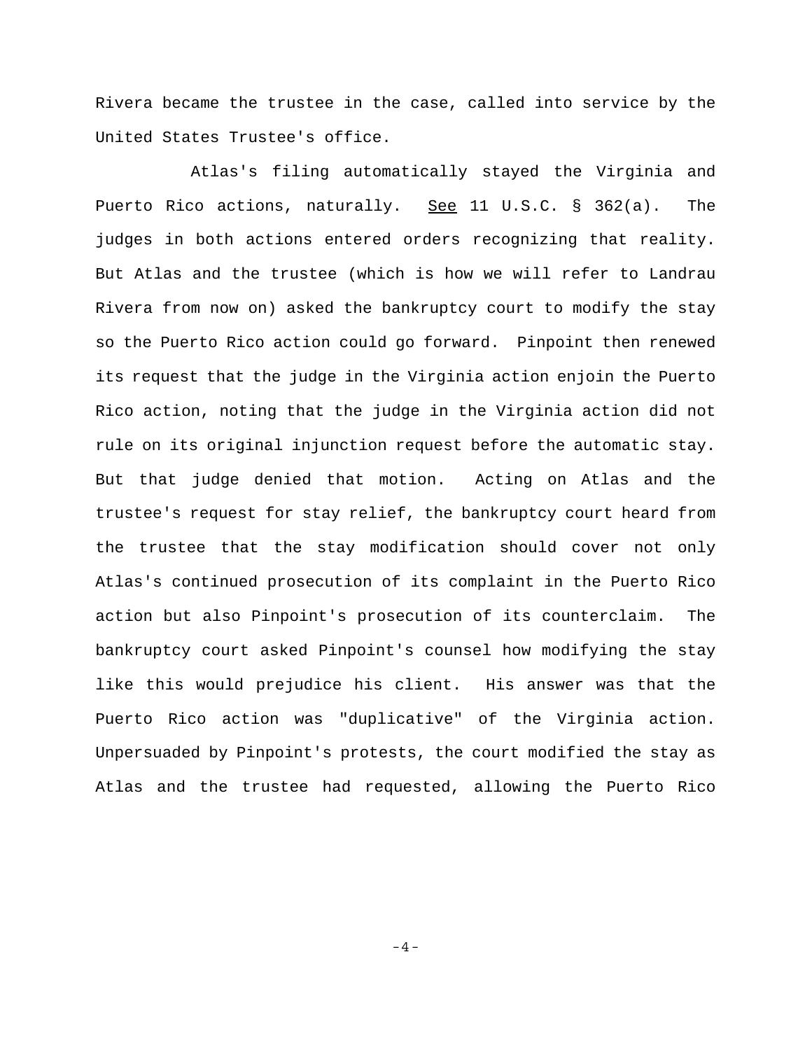Rivera became the trustee in the case, called into service by the United States Trustee's office.

Atlas's filing automatically stayed the Virginia and Puerto Rico actions, naturally. See 11 U.S.C. § 362(a). The judges in both actions entered orders recognizing that reality. But Atlas and the trustee (which is how we will refer to Landrau Rivera from now on) asked the bankruptcy court to modify the stay so the Puerto Rico action could go forward. Pinpoint then renewed its request that the judge in the Virginia action enjoin the Puerto Rico action, noting that the judge in the Virginia action did not rule on its original injunction request before the automatic stay. But that judge denied that motion. Acting on Atlas and the trustee's request for stay relief, the bankruptcy court heard from the trustee that the stay modification should cover not only Atlas's continued prosecution of its complaint in the Puerto Rico action but also Pinpoint's prosecution of its counterclaim. The bankruptcy court asked Pinpoint's counsel how modifying the stay like this would prejudice his client. His answer was that the Puerto Rico action was "duplicative" of the Virginia action. Unpersuaded by Pinpoint's protests, the court modified the stay as Atlas and the trustee had requested, allowing the Puerto Rico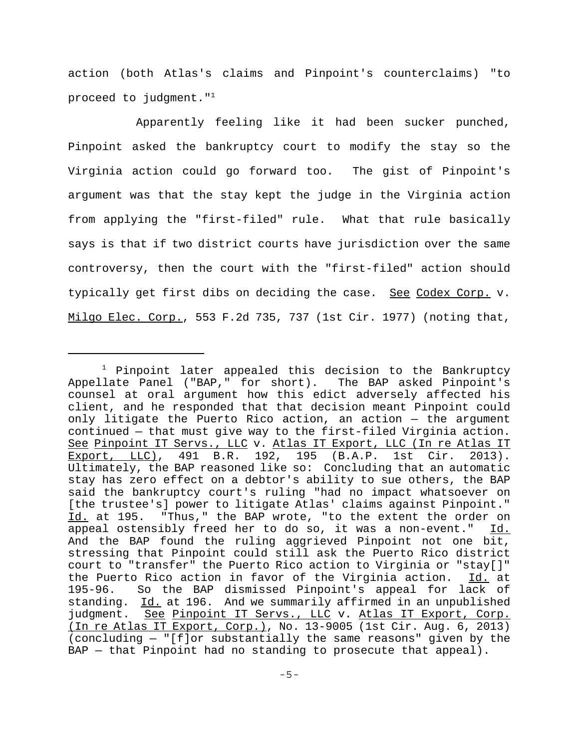action (both Atlas's claims and Pinpoint's counterclaims) "to proceed to judgment."[1]

Apparently feeling like it had been sucker punched, Pinpoint asked the bankruptcy court to modify the stay so the Virginia action could go forward too. The gist of Pinpoint's argument was that the stay kept the judge in the Virginia action from applying the "first-filed" rule. What that rule basically says is that if two district courts have jurisdiction over the same controversy, then the court with the "first-filed" action should typically get first dibs on deciding the case. See Codex Corp. v. Milgo Elec. Corp., 553 F.2d 735, 737 (1st Cir. 1977) (noting that,

---

[1] Pinpoint later appealed this decision to the Bankruptcy Appellate Panel ("BAP," for short). The BAP asked Pinpoint's counsel at oral argument how this edict adversely affected his client, and he responded that that decision meant Pinpoint could only litigate the Puerto Rico action, an action — the argument continued — that must give way to the first-filed Virginia action. See Pinpoint IT Servs., LLC v. Atlas IT Export, LLC (In re Atlas IT Export, LLC), 491 B.R. 192, 195 (B.A.P. 1st Cir. 2013). Ultimately, the BAP reasoned like so: Concluding that an automatic stay has zero effect on a debtor's ability to sue others, the BAP said the bankruptcy court's ruling "had no impact whatsoever on [the trustee's] power to litigate Atlas' claims against Pinpoint." Id. at 195. "Thus," the BAP wrote, "to the extent the order on appeal ostensibly freed her to do so, it was a non-event." Id. And the BAP found the ruling aggrieved Pinpoint not one bit, stressing that Pinpoint could still ask the Puerto Rico district court to "transfer" the Puerto Rico action to Virginia or "stay[]" the Puerto Rico action in favor of the Virginia action. Id. at 195-96. So the BAP dismissed Pinpoint's appeal for lack of standing. Id. at 196. And we summarily affirmed in an unpublished judgment. See Pinpoint IT Servs., LLC v. Atlas IT Export, Corp. (In re Atlas IT Export, Corp.), No. 13-9005 (1st Cir. Aug. 6, 2013) (concluding — "[f]or substantially the same reasons" given by the BAP — that Pinpoint had no standing to prosecute that appeal).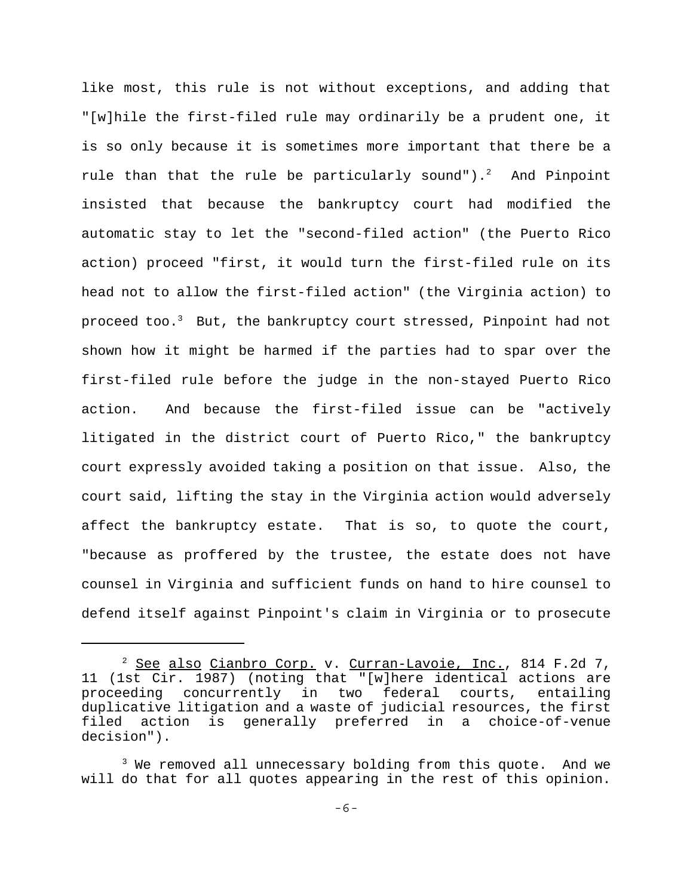like most, this rule is not without exceptions, and adding that "[w]hile the first-filed rule may ordinarily be a prudent one, it is so only because it is sometimes more important that there be a rule than that the rule be particularly sound").[2] And Pinpoint insisted that because the bankruptcy court had modified the automatic stay to let the "second-filed action" (the Puerto Rico action) proceed "first, it would turn the first-filed rule on its head not to allow the first-filed action" (the Virginia action) to proceed too.[3] But, the bankruptcy court stressed, Pinpoint had not shown how it might be harmed if the parties had to spar over the first-filed rule before the judge in the non-stayed Puerto Rico action. And because the first-filed issue can be "actively litigated in the district court of Puerto Rico," the bankruptcy court expressly avoided taking a position on that issue. Also, the court said, lifting the stay in the Virginia action would adversely affect the bankruptcy estate. That is so, to quote the court, "because as proffered by the trustee, the estate does not have counsel in Virginia and sufficient funds on hand to hire counsel to defend itself against Pinpoint's claim in Virginia or to prosecute

---

[2] See also Cianbro Corp. v. Curran-Lavoie, Inc., 814 F.2d 7, 11 (1st Cir. 1987) (noting that "[w]here identical actions are proceeding concurrently in two federal courts, entailing duplicative litigation and a waste of judicial resources, the first filed action is generally preferred in a choice-of-venue decision").

[3] We removed all unnecessary bolding from this quote. And we will do that for all quotes appearing in the rest of this opinion.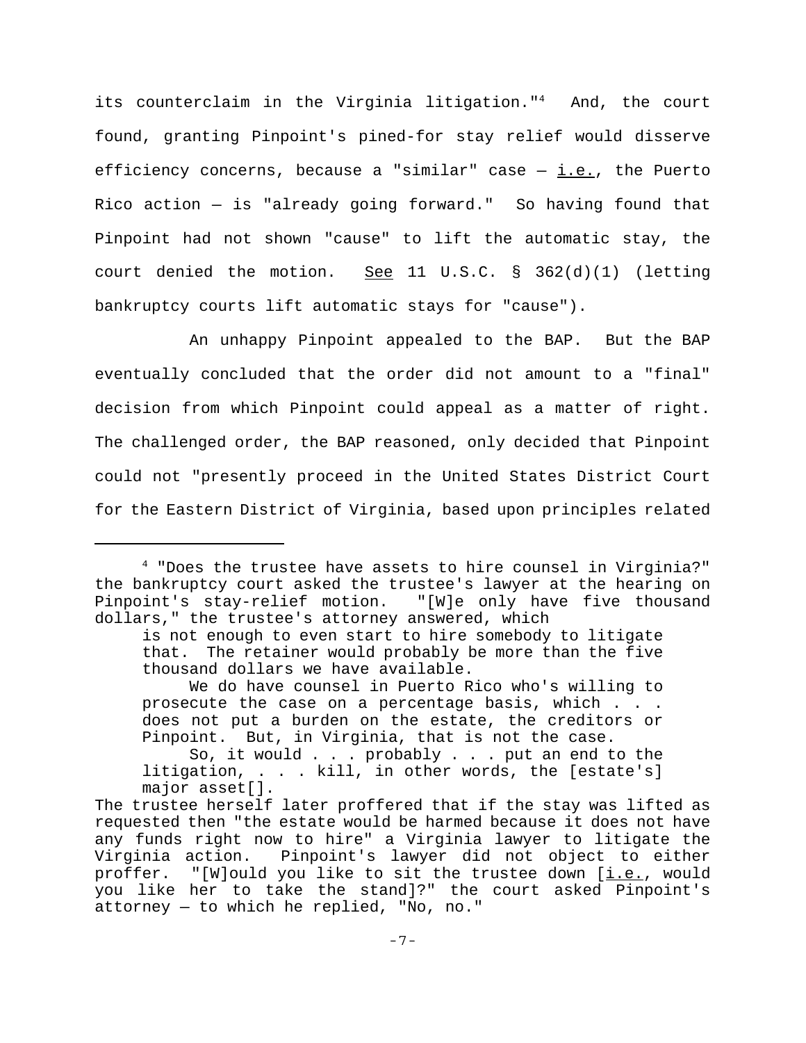its counterclaim in the Virginia litigation."[4] And, the court found, granting Pinpoint's pined-for stay relief would disserve efficiency concerns, because a "similar" case — i.e., the Puerto Rico action — is "already going forward." So having found that Pinpoint had not shown "cause" to lift the automatic stay, the court denied the motion. See 11 U.S.C. § 362(d)(1) (letting bankruptcy courts lift automatic stays for "cause").

An unhappy Pinpoint appealed to the BAP. But the BAP eventually concluded that the order did not amount to a "final" decision from which Pinpoint could appeal as a matter of right. The challenged order, the BAP reasoned, only decided that Pinpoint could not "presently proceed in the United States District Court for the Eastern District of Virginia, based upon principles related

---

[4] "Does the trustee have assets to hire counsel in Virginia?" the bankruptcy court asked the trustee's lawyer at the hearing on Pinpoint's stay-relief motion. "[W]e only have five thousand dollars," the trustee's attorney answered, which

> is not enough to even start to hire somebody to litigate that. The retainer would probably be more than the five thousand dollars we have available.
>
> We do have counsel in Puerto Rico who's willing to prosecute the case on a percentage basis, which . . . does not put a burden on the estate, the creditors or Pinpoint. But, in Virginia, that is not the case.
>
> So, it would . . . probably . . . put an end to the litigation, . . . kill, in other words, the [estate's] major asset[].

The trustee herself later proffered that if the stay was lifted as requested then "the estate would be harmed because it does not have any funds right now to hire" a Virginia lawyer to litigate the Virginia action. Pinpoint's lawyer did not object to either proffer. "[W]ould you like to sit the trustee down [i.e., would you like her to take the stand]?" the court asked Pinpoint's attorney — to which he replied, "No, no."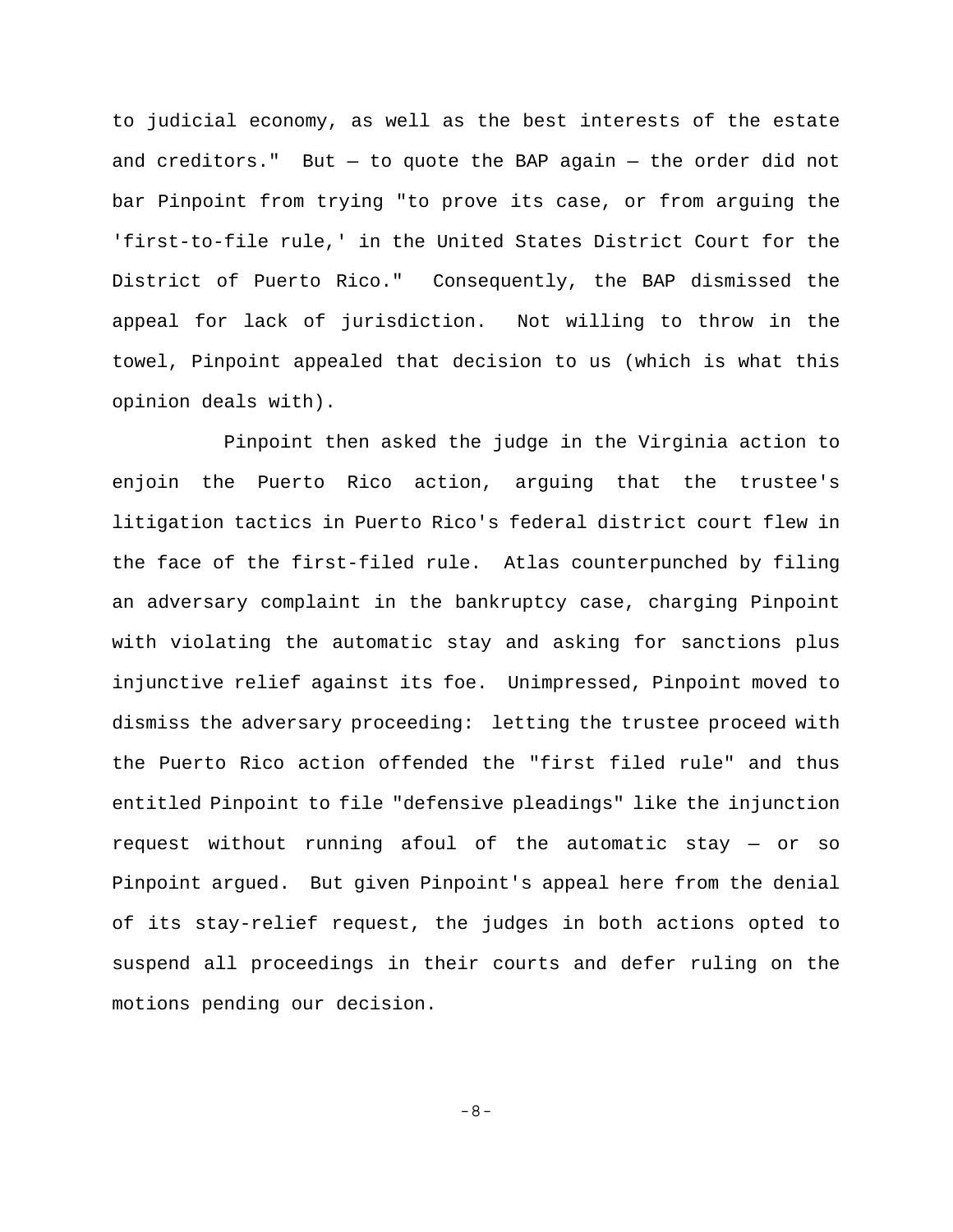to judicial economy, as well as the best interests of the estate and creditors." But — to quote the BAP again — the order did not bar Pinpoint from trying "to prove its case, or from arguing the 'first-to-file rule,' in the United States District Court for the District of Puerto Rico." Consequently, the BAP dismissed the appeal for lack of jurisdiction. Not willing to throw in the towel, Pinpoint appealed that decision to us (which is what this opinion deals with).

Pinpoint then asked the judge in the Virginia action to enjoin the Puerto Rico action, arguing that the trustee's litigation tactics in Puerto Rico's federal district court flew in the face of the first-filed rule. Atlas counterpunched by filing an adversary complaint in the bankruptcy case, charging Pinpoint with violating the automatic stay and asking for sanctions plus injunctive relief against its foe. Unimpressed, Pinpoint moved to dismiss the adversary proceeding: letting the trustee proceed with the Puerto Rico action offended the "first filed rule" and thus entitled Pinpoint to file "defensive pleadings" like the injunction request without running afoul of the automatic stay — or so Pinpoint argued. But given Pinpoint's appeal here from the denial of its stay-relief request, the judges in both actions opted to suspend all proceedings in their courts and defer ruling on the motions pending our decision.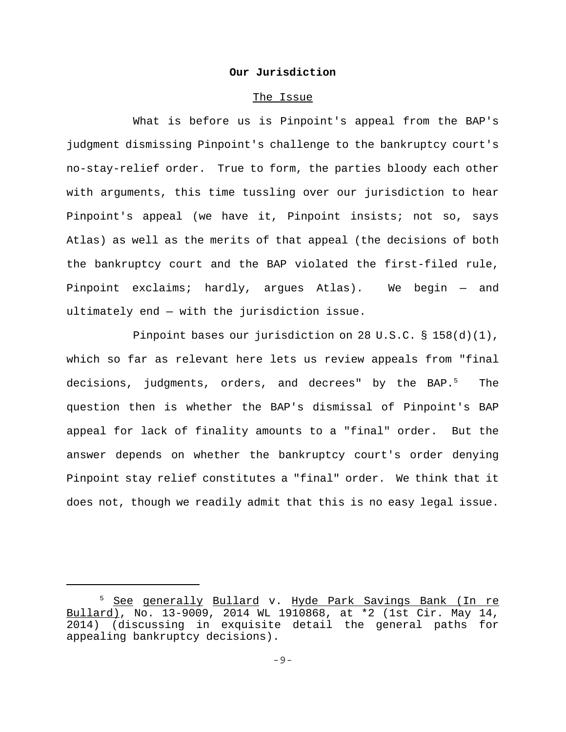**Our Jurisdiction**

The Issue

What is before us is Pinpoint's appeal from the BAP's judgment dismissing Pinpoint's challenge to the bankruptcy court's no-stay-relief order. True to form, the parties bloody each other with arguments, this time tussling over our jurisdiction to hear Pinpoint's appeal (we have it, Pinpoint insists; not so, says Atlas) as well as the merits of that appeal (the decisions of both the bankruptcy court and the BAP violated the first-filed rule, Pinpoint exclaims; hardly, argues Atlas). We begin — and ultimately end — with the jurisdiction issue.

Pinpoint bases our jurisdiction on 28 U.S.C. § 158(d)(1), which so far as relevant here lets us review appeals from "final decisions, judgments, orders, and decrees" by the BAP.[5] The question then is whether the BAP's dismissal of Pinpoint's BAP appeal for lack of finality amounts to a "final" order. But the answer depends on whether the bankruptcy court's order denying Pinpoint stay relief constitutes a "final" order. We think that it does not, though we readily admit that this is no easy legal issue.

---

[5] See generally Bullard v. Hyde Park Savings Bank (In re Bullard), No. 13-9009, 2014 WL 1910868, at *2 (1st Cir. May 14, 2014) (discussing in exquisite detail the general paths for appealing bankruptcy decisions).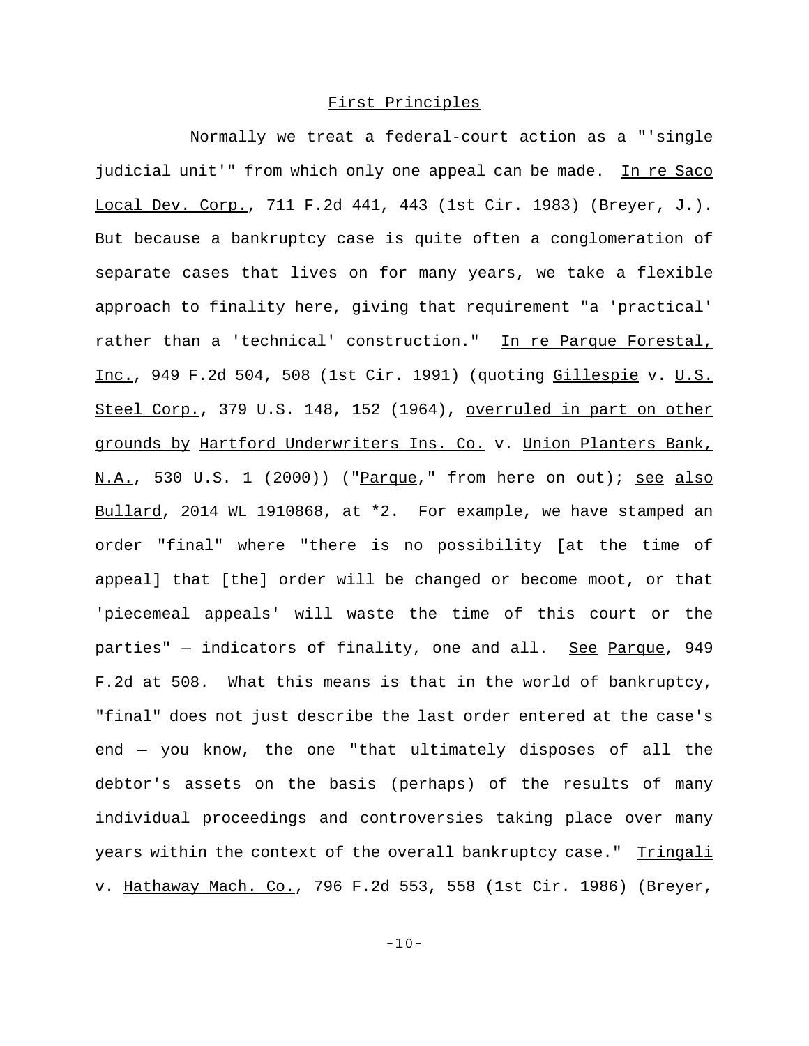## First Principles

Normally we treat a federal-court action as a "'single judicial unit'" from which only one appeal can be made. In re Saco Local Dev. Corp., 711 F.2d 441, 443 (1st Cir. 1983) (Breyer, J.). But because a bankruptcy case is quite often a conglomeration of separate cases that lives on for many years, we take a flexible approach to finality here, giving that requirement "a 'practical' rather than a 'technical' construction." In re Parque Forestal, Inc., 949 F.2d 504, 508 (1st Cir. 1991) (quoting Gillespie v. U.S. Steel Corp., 379 U.S. 148, 152 (1964), overruled in part on other grounds by Hartford Underwriters Ins. Co. v. Union Planters Bank, N.A., 530 U.S. 1 (2000)) ("Parque," from here on out); see also Bullard, 2014 WL 1910868, at *2. For example, we have stamped an order "final" where "there is no possibility [at the time of appeal] that [the] order will be changed or become moot, or that 'piecemeal appeals' will waste the time of this court or the parties" — indicators of finality, one and all. See Parque, 949 F.2d at 508. What this means is that in the world of bankruptcy, "final" does not just describe the last order entered at the case's end — you know, the one "that ultimately disposes of all the debtor's assets on the basis (perhaps) of the results of many individual proceedings and controversies taking place over many years within the context of the overall bankruptcy case." Tringali v. Hathaway Mach. Co., 796 F.2d 553, 558 (1st Cir. 1986) (Breyer,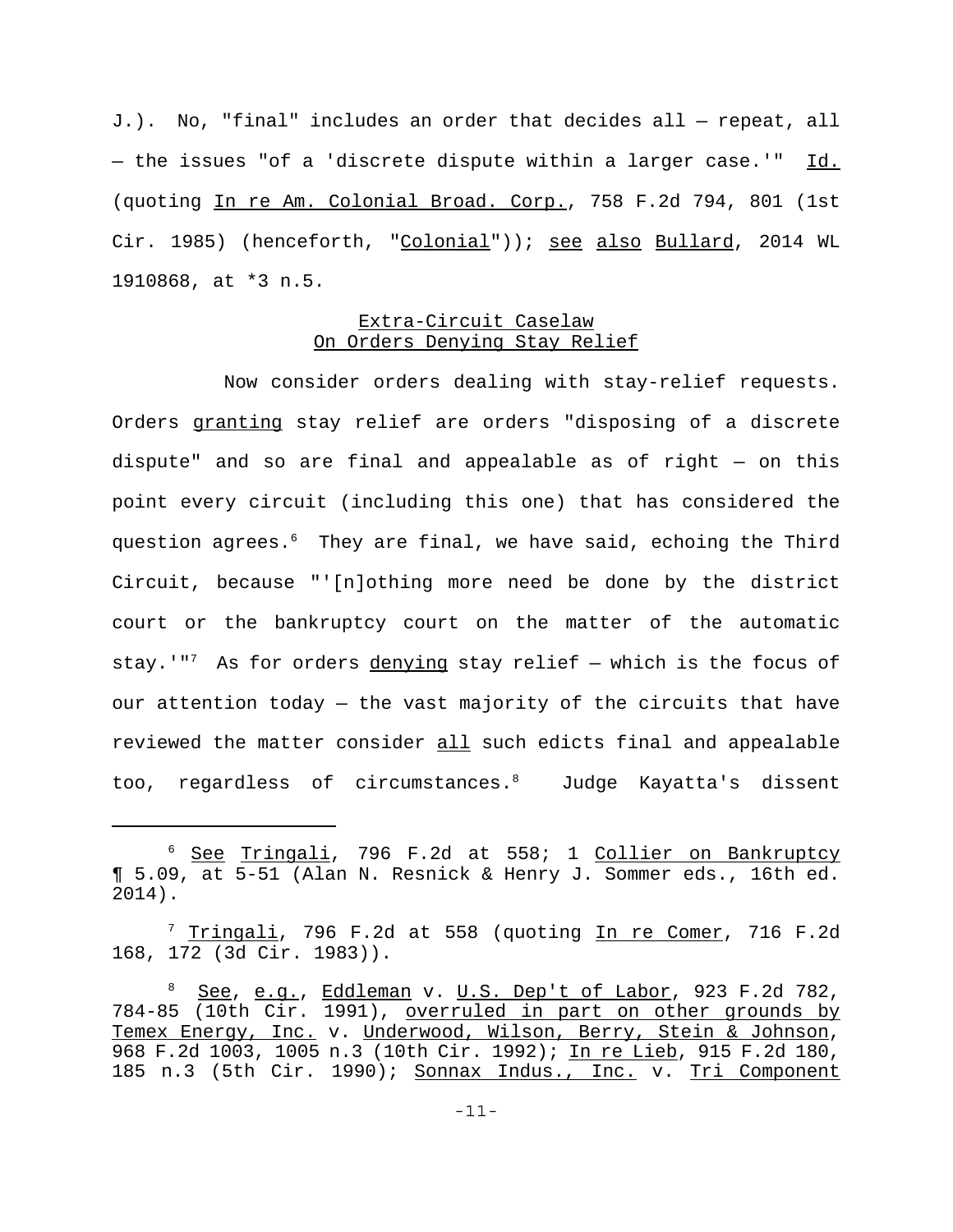J.). No, "final" includes an order that decides all — repeat, all — the issues "of a 'discrete dispute within a larger case.'" Id. (quoting In re Am. Colonial Broad. Corp., 758 F.2d 794, 801 (1st Cir. 1985) (henceforth, "Colonial")); see also Bullard, 2014 WL 1910868, at *3 n.5.

## Extra-Circuit Caselaw On Orders Denying Stay Relief

Now consider orders dealing with stay-relief requests. Orders granting stay relief are orders "disposing of a discrete dispute" and so are final and appealable as of right — on this point every circuit (including this one) that has considered the question agrees.[6] They are final, we have said, echoing the Third Circuit, because "'[n]othing more need be done by the district court or the bankruptcy court on the matter of the automatic stay.'"[7] As for orders denying stay relief — which is the focus of our attention today — the vast majority of the circuits that have reviewed the matter consider all such edicts final and appealable too, regardless of circumstances.[8] Judge Kayatta's dissent

---

[6] See Tringali, 796 F.2d at 558; 1 Collier on Bankruptcy ¶ 5.09, at 5-51 (Alan N. Resnick & Henry J. Sommer eds., 16th ed. 2014).

[7] Tringali, 796 F.2d at 558 (quoting In re Comer, 716 F.2d 168, 172 (3d Cir. 1983)).

[8] See, e.g., Eddleman v. U.S. Dep't of Labor, 923 F.2d 782, 784-85 (10th Cir. 1991), overruled in part on other grounds by Temex Energy, Inc. v. Underwood, Wilson, Berry, Stein & Johnson, 968 F.2d 1003, 1005 n.3 (10th Cir. 1992); In re Lieb, 915 F.2d 180, 185 n.3 (5th Cir. 1990); Sonnax Indus., Inc. v. Tri Component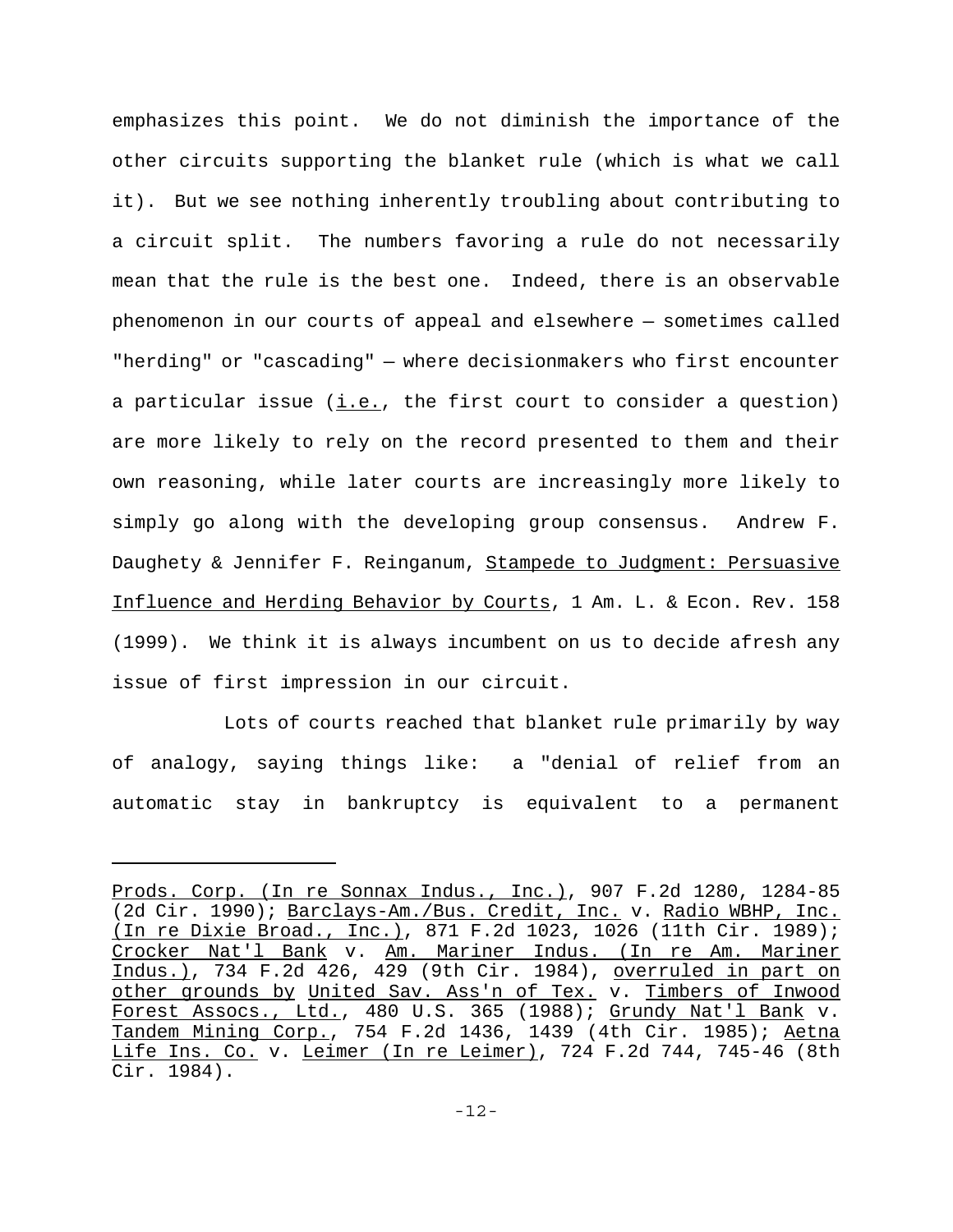emphasizes this point. We do not diminish the importance of the other circuits supporting the blanket rule (which is what we call it). But we see nothing inherently troubling about contributing to a circuit split. The numbers favoring a rule do not necessarily mean that the rule is the best one. Indeed, there is an observable phenomenon in our courts of appeal and elsewhere — sometimes called "herding" or "cascading" — where decisionmakers who first encounter a particular issue (i.e., the first court to consider a question) are more likely to rely on the record presented to them and their own reasoning, while later courts are increasingly more likely to simply go along with the developing group consensus. Andrew F. Daughety & Jennifer F. Reinganum, Stampede to Judgment: Persuasive Influence and Herding Behavior by Courts, 1 Am. L. & Econ. Rev. 158 (1999). We think it is always incumbent on us to decide afresh any issue of first impression in our circuit.

Lots of courts reached that blanket rule primarily by way of analogy, saying things like: a "denial of relief from an automatic stay in bankruptcy is equivalent to a permanent

---

Prods. Corp. (In re Sonnax Indus., Inc.), 907 F.2d 1280, 1284-85 (2d Cir. 1990); Barclays-Am./Bus. Credit, Inc. v. Radio WBHP, Inc. (In re Dixie Broad., Inc.), 871 F.2d 1023, 1026 (11th Cir. 1989); Crocker Nat'l Bank v. Am. Mariner Indus. (In re Am. Mariner Indus.), 734 F.2d 426, 429 (9th Cir. 1984), overruled in part on other grounds by United Sav. Ass'n of Tex. v. Timbers of Inwood Forest Assocs., Ltd., 480 U.S. 365 (1988); Grundy Nat'l Bank v. Tandem Mining Corp., 754 F.2d 1436, 1439 (4th Cir. 1985); Aetna Life Ins. Co. v. Leimer (In re Leimer), 724 F.2d 744, 745-46 (8th Cir. 1984).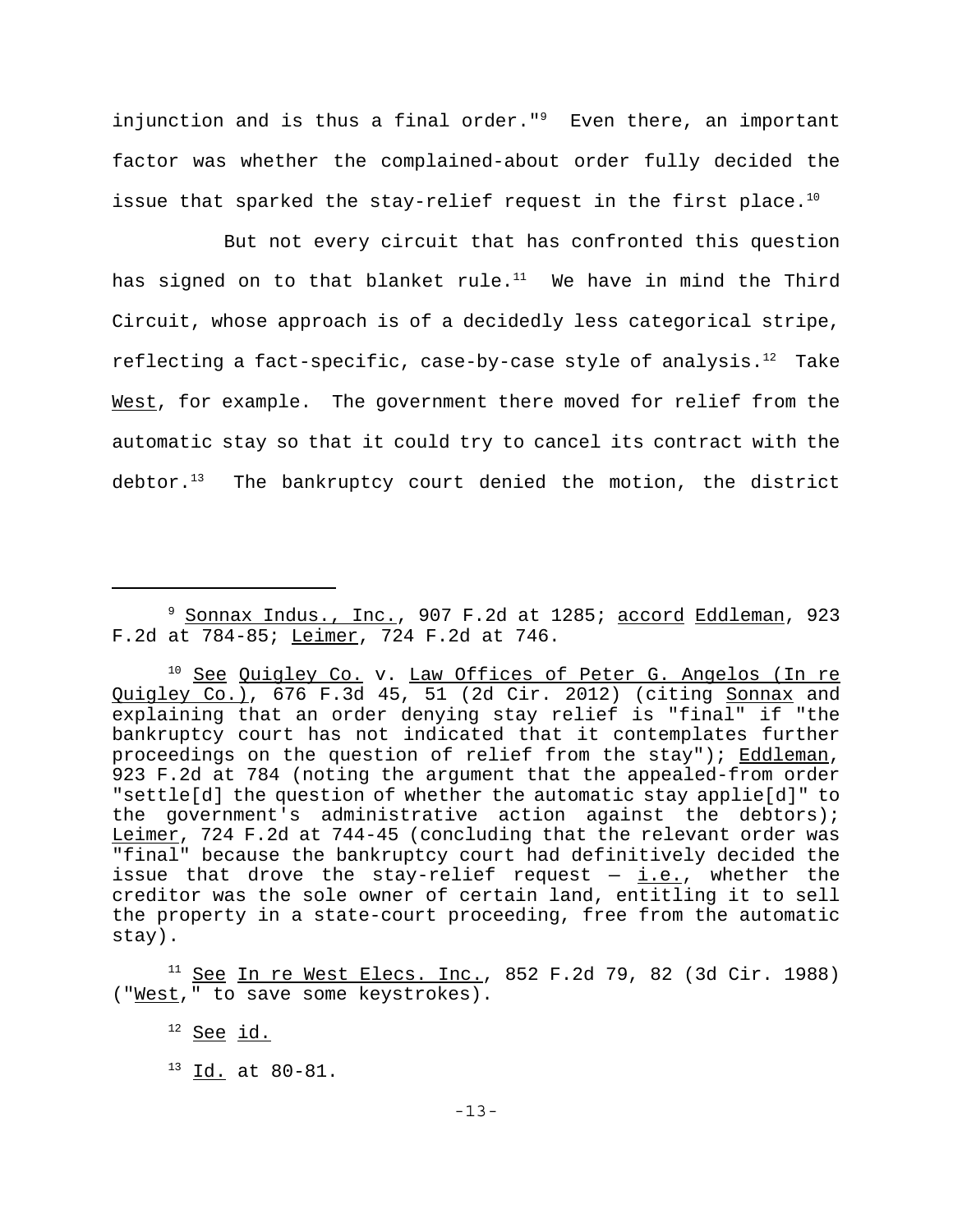injunction and is thus a final order."[9] Even there, an important factor was whether the complained-about order fully decided the issue that sparked the stay-relief request in the first place.[10]

But not every circuit that has confronted this question has signed on to that blanket rule.[11] We have in mind the Third Circuit, whose approach is of a decidedly less categorical stripe, reflecting a fact-specific, case-by-case style of analysis.[12] Take West, for example. The government there moved for relief from the automatic stay so that it could try to cancel its contract with the debtor.[13] The bankruptcy court denied the motion, the district

---

[9] Sonnax Indus., Inc., 907 F.2d at 1285; accord Eddleman, 923 F.2d at 784-85; Leimer, 724 F.2d at 746.

[10] See Quigley Co. v. Law Offices of Peter G. Angelos (In re Quigley Co.), 676 F.3d 45, 51 (2d Cir. 2012) (citing Sonnax and explaining that an order denying stay relief is "final" if "the bankruptcy court has not indicated that it contemplates further proceedings on the question of relief from the stay"); Eddleman, 923 F.2d at 784 (noting the argument that the appealed-from order "settle[d] the question of whether the automatic stay applie[d]" to the government's administrative action against the debtors); Leimer, 724 F.2d at 744-45 (concluding that the relevant order was "final" because the bankruptcy court had definitively decided the issue that drove the stay-relief request — i.e., whether the creditor was the sole owner of certain land, entitling it to sell the property in a state-court proceeding, free from the automatic stay).

[11] See In re West Elecs. Inc., 852 F.2d 79, 82 (3d Cir. 1988) ("West," to save some keystrokes).

[12] See id.

[13] Id. at 80-81.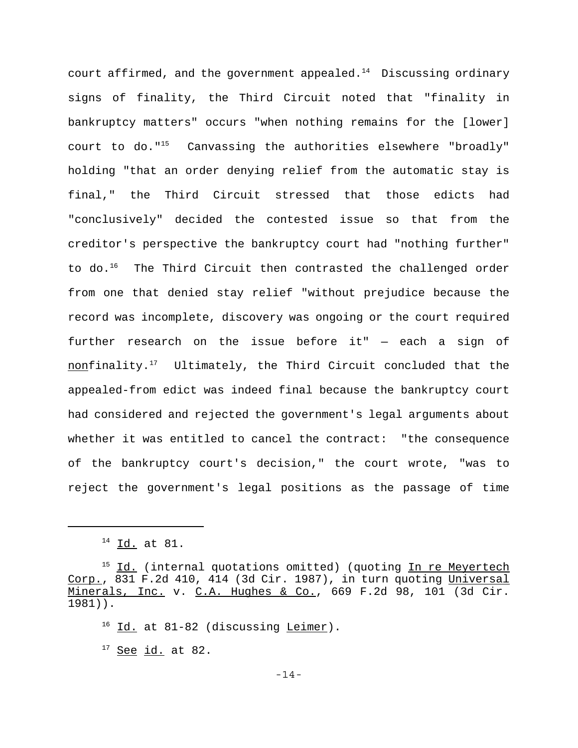court affirmed, and the government appealed.[14] Discussing ordinary signs of finality, the Third Circuit noted that "finality in bankruptcy matters" occurs "when nothing remains for the [lower] court to do."[15] Canvassing the authorities elsewhere "broadly" holding "that an order denying relief from the automatic stay is final," the Third Circuit stressed that those edicts had "conclusively" decided the contested issue so that from the creditor's perspective the bankruptcy court had "nothing further" to do.[16] The Third Circuit then contrasted the challenged order from one that denied stay relief "without prejudice because the record was incomplete, discovery was ongoing or the court required further research on the issue before it" — each a sign of <u>non</u>finality.[17] Ultimately, the Third Circuit concluded that the appealed-from edict was indeed final because the bankruptcy court had considered and rejected the government's legal arguments about whether it was entitled to cancel the contract: "the consequence of the bankruptcy court's decision," the court wrote, "was to reject the government's legal positions as the passage of time

---

[14] <u>Id.</u> at 81.

[15] <u>Id.</u> (internal quotations omitted) (quoting <u>In re Meyertech Corp.</u>, 831 F.2d 410, 414 (3d Cir. 1987), in turn quoting <u>Universal Minerals, Inc.</u> v. <u>C.A. Hughes & Co.</u>, 669 F.2d 98, 101 (3d Cir. 1981)).

[16] <u>Id.</u> at 81-82 (discussing <u>Leimer</u>).

[17] <u>See</u> <u>id.</u> at 82.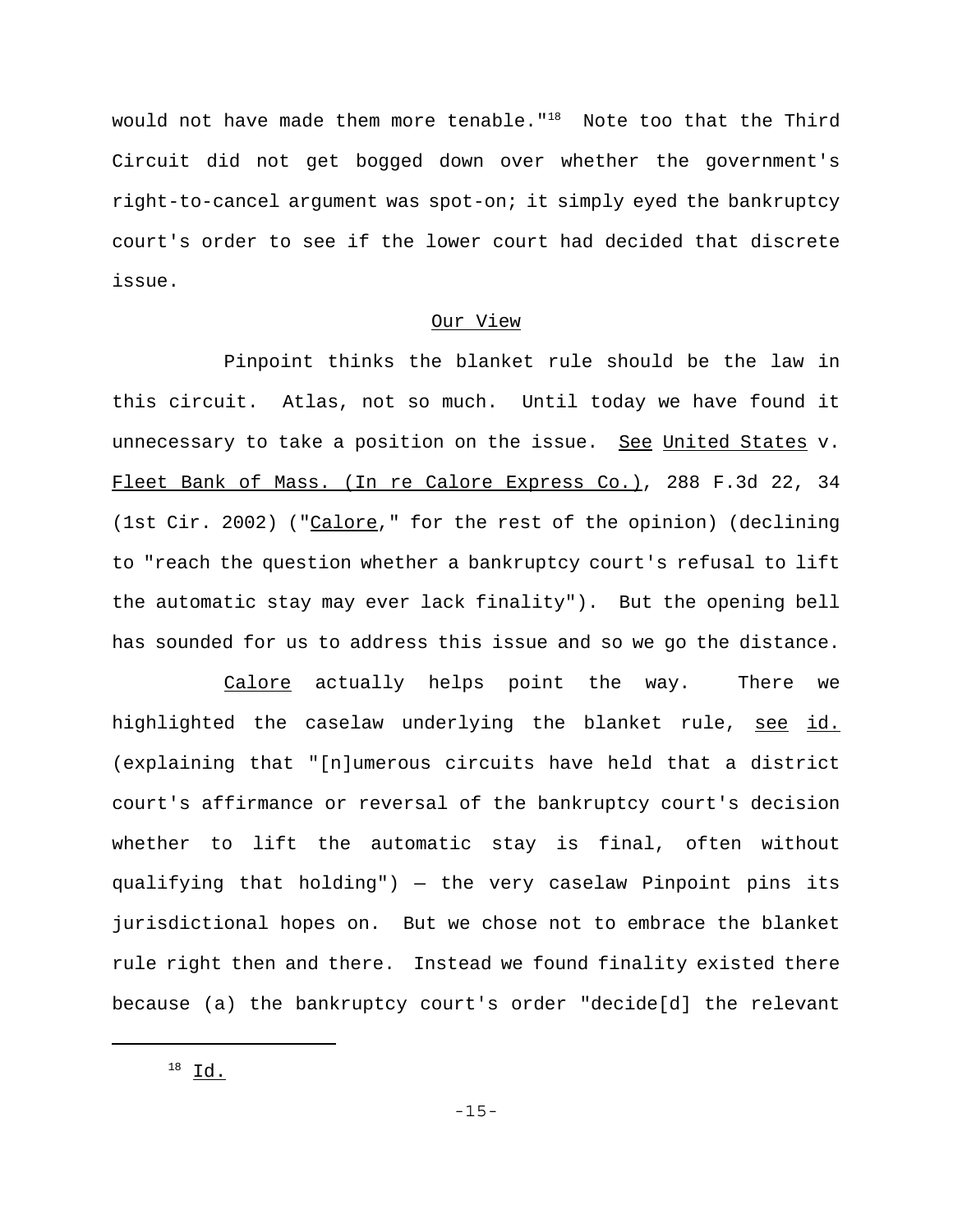would not have made them more tenable."[18] Note too that the Third Circuit did not get bogged down over whether the government's right-to-cancel argument was spot-on; it simply eyed the bankruptcy court's order to see if the lower court had decided that discrete issue.

## Our View

Pinpoint thinks the blanket rule should be the law in this circuit. Atlas, not so much. Until today we have found it unnecessary to take a position on the issue. See United States v. Fleet Bank of Mass. (In re Calore Express Co.), 288 F.3d 22, 34 (1st Cir. 2002) ("Calore," for the rest of the opinion) (declining to "reach the question whether a bankruptcy court's refusal to lift the automatic stay may ever lack finality"). But the opening bell has sounded for us to address this issue and so we go the distance.

Calore actually helps point the way. There we highlighted the caselaw underlying the blanket rule, see id. (explaining that "[n]umerous circuits have held that a district court's affirmance or reversal of the bankruptcy court's decision whether to lift the automatic stay is final, often without qualifying that holding") — the very caselaw Pinpoint pins its jurisdictional hopes on. But we chose not to embrace the blanket rule right then and there. Instead we found finality existed there because (a) the bankruptcy court's order "decide[d] the relevant

---

[18] Id.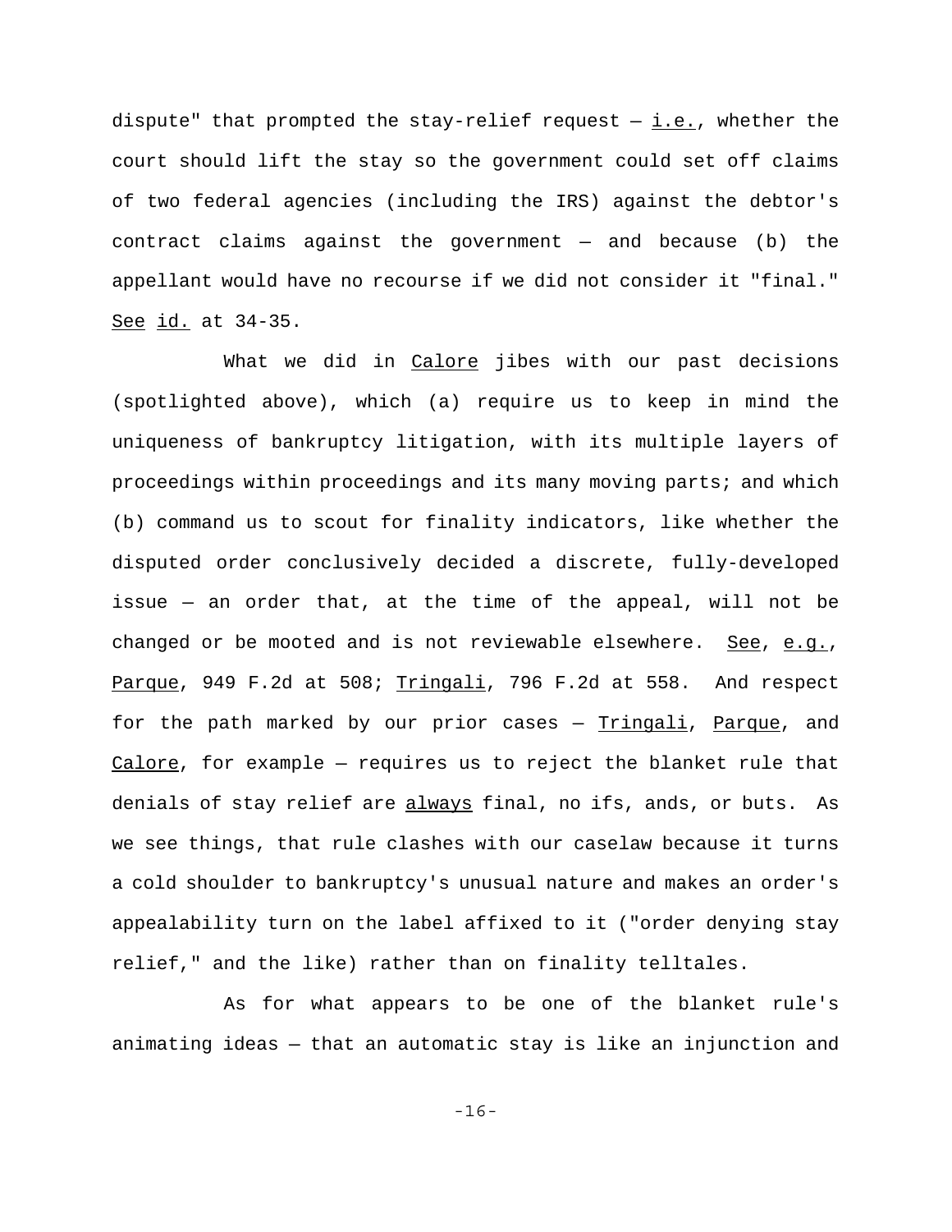dispute" that prompted the stay-relief request — *i.e.*, whether the court should lift the stay so the government could set off claims of two federal agencies (including the IRS) against the debtor's contract claims against the government — and because (b) the appellant would have no recourse if we did not consider it "final." *See* *id.* at 34-35.

What we did in *Calore* jibes with our past decisions (spotlighted above), which (a) require us to keep in mind the uniqueness of bankruptcy litigation, with its multiple layers of proceedings within proceedings and its many moving parts; and which (b) command us to scout for finality indicators, like whether the disputed order conclusively decided a discrete, fully-developed issue — an order that, at the time of the appeal, will not be changed or be mooted and is not reviewable elsewhere. *See*, *e.g.*, *Parque*, 949 F.2d at 508; *Tringali*, 796 F.2d at 558. And respect for the path marked by our prior cases — *Tringali*, *Parque*, and *Calore*, for example — requires us to reject the blanket rule that denials of stay relief are *always* final, no ifs, ands, or buts. As we see things, that rule clashes with our caselaw because it turns a cold shoulder to bankruptcy's unusual nature and makes an order's appealability turn on the label affixed to it ("order denying stay relief," and the like) rather than on finality telltales.

As for what appears to be one of the blanket rule's animating ideas — that an automatic stay is like an injunction and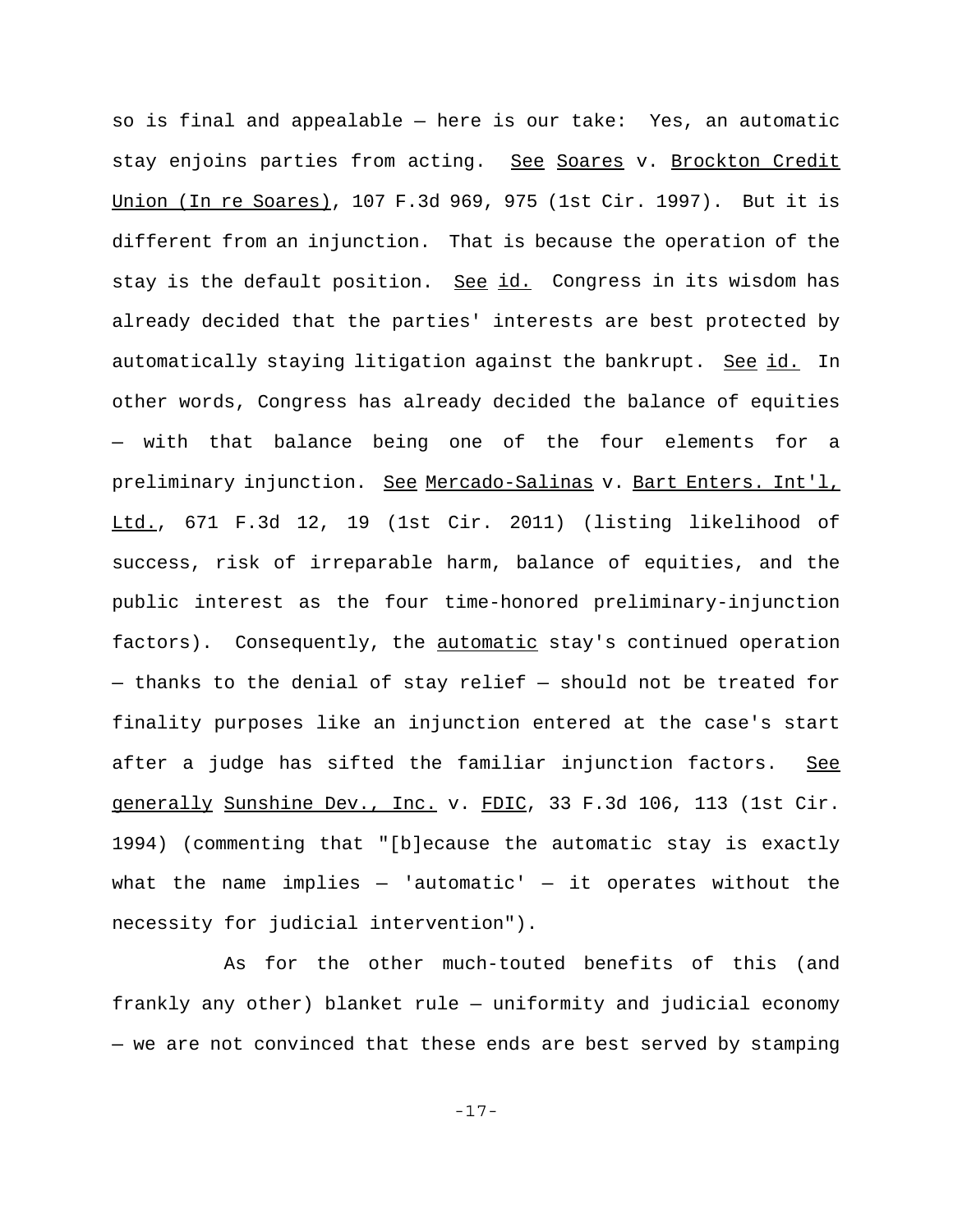so is final and appealable — here is our take: Yes, an automatic stay enjoins parties from acting. *See* *Soares* v. *Brockton Credit Union (In re Soares)*, 107 F.3d 969, 975 (1st Cir. 1997). But it is different from an injunction. That is because the operation of the stay is the default position. *See* *id.* Congress in its wisdom has already decided that the parties' interests are best protected by automatically staying litigation against the bankrupt. *See* *id.* In other words, Congress has already decided the balance of equities — with that balance being one of the four elements for a preliminary injunction. *See* *Mercado-Salinas* v. *Bart Enters. Int'l, Ltd.*, 671 F.3d 12, 19 (1st Cir. 2011) (listing likelihood of success, risk of irreparable harm, balance of equities, and the public interest as the four time-honored preliminary-injunction factors). Consequently, the *automatic* stay's continued operation — thanks to the denial of stay relief — should not be treated for finality purposes like an injunction entered at the case's start after a judge has sifted the familiar injunction factors. *See generally* *Sunshine Dev., Inc.* v. *FDIC*, 33 F.3d 106, 113 (1st Cir. 1994) (commenting that "[b]ecause the automatic stay is exactly what the name implies — 'automatic' — it operates without the necessity for judicial intervention").

As for the other much-touted benefits of this (and frankly any other) blanket rule — uniformity and judicial economy — we are not convinced that these ends are best served by stamping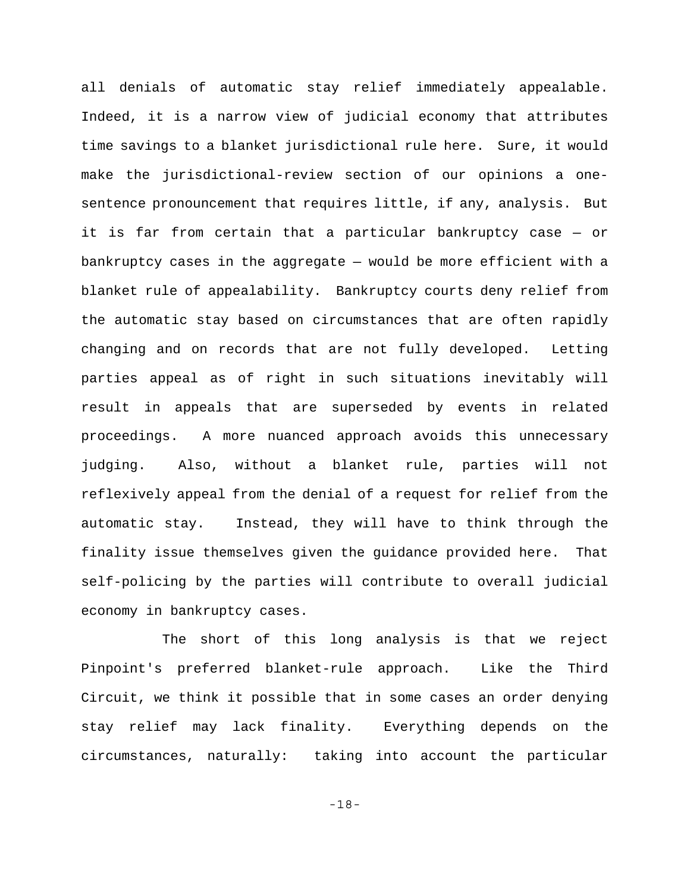all denials of automatic stay relief immediately appealable. Indeed, it is a narrow view of judicial economy that attributes time savings to a blanket jurisdictional rule here. Sure, it would make the jurisdictional-review section of our opinions a one-sentence pronouncement that requires little, if any, analysis. But it is far from certain that a particular bankruptcy case — or bankruptcy cases in the aggregate — would be more efficient with a blanket rule of appealability. Bankruptcy courts deny relief from the automatic stay based on circumstances that are often rapidly changing and on records that are not fully developed. Letting parties appeal as of right in such situations inevitably will result in appeals that are superseded by events in related proceedings. A more nuanced approach avoids this unnecessary judging. Also, without a blanket rule, parties will not reflexively appeal from the denial of a request for relief from the automatic stay. Instead, they will have to think through the finality issue themselves given the guidance provided here. That self-policing by the parties will contribute to overall judicial economy in bankruptcy cases.

The short of this long analysis is that we reject Pinpoint's preferred blanket-rule approach. Like the Third Circuit, we think it possible that in some cases an order denying stay relief may lack finality. Everything depends on the circumstances, naturally: taking into account the particular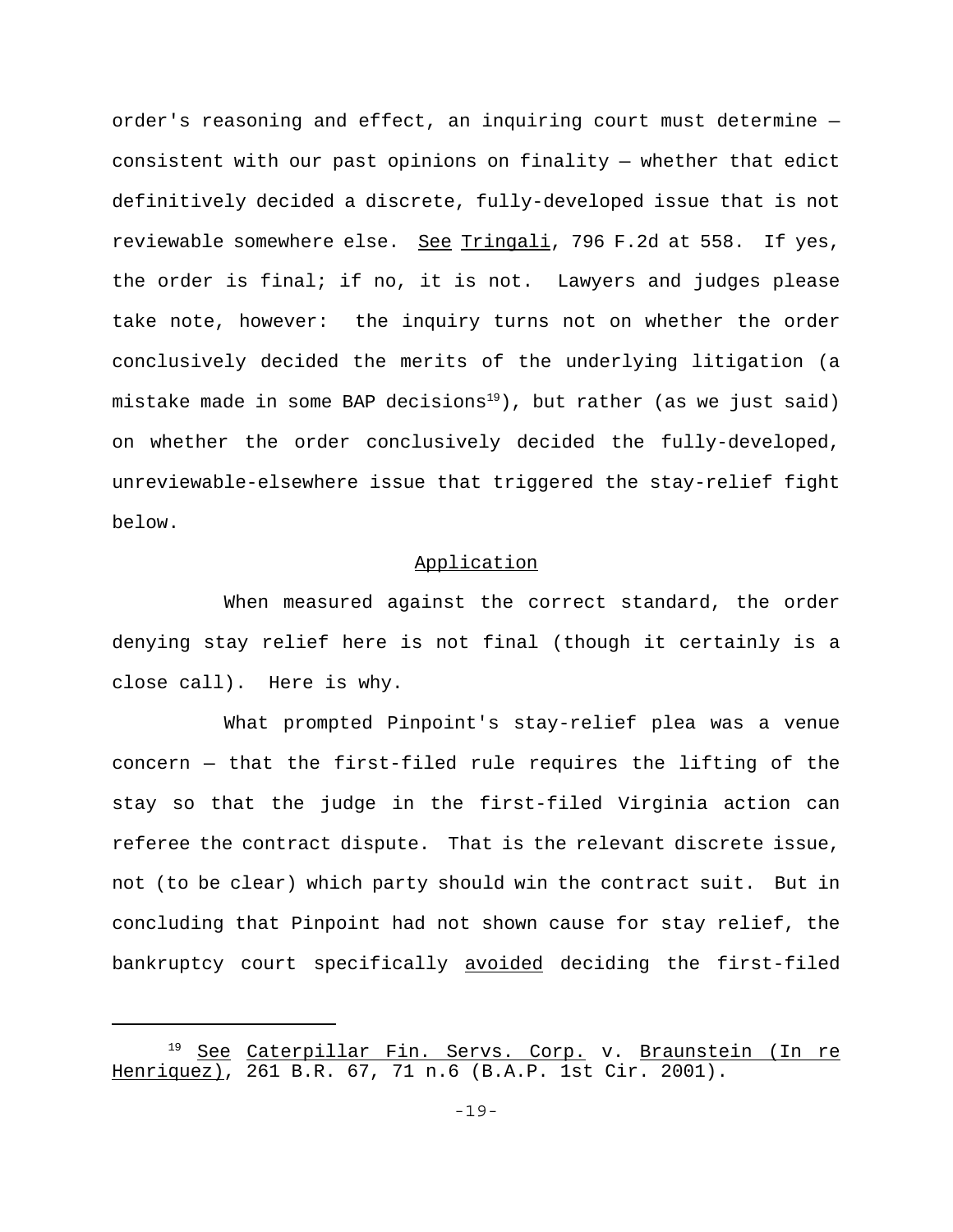order's reasoning and effect, an inquiring court must determine — consistent with our past opinions on finality — whether that edict definitively decided a discrete, fully-developed issue that is not reviewable somewhere else. See Tringali, 796 F.2d at 558. If yes, the order is final; if no, it is not. Lawyers and judges please take note, however: the inquiry turns not on whether the order conclusively decided the merits of the underlying litigation (a mistake made in some BAP decisions[19]), but rather (as we just said) on whether the order conclusively decided the fully-developed, unreviewable-elsewhere issue that triggered the stay-relief fight below.

## Application

When measured against the correct standard, the order denying stay relief here is not final (though it certainly is a close call). Here is why.

What prompted Pinpoint's stay-relief plea was a venue concern — that the first-filed rule requires the lifting of the stay so that the judge in the first-filed Virginia action can referee the contract dispute. That is the relevant discrete issue, not (to be clear) which party should win the contract suit. But in concluding that Pinpoint had not shown cause for stay relief, the bankruptcy court specifically avoided deciding the first-filed

---

[19] See Caterpillar Fin. Servs. Corp. v. Braunstein (In re Henriquez), 261 B.R. 67, 71 n.6 (B.A.P. 1st Cir. 2001).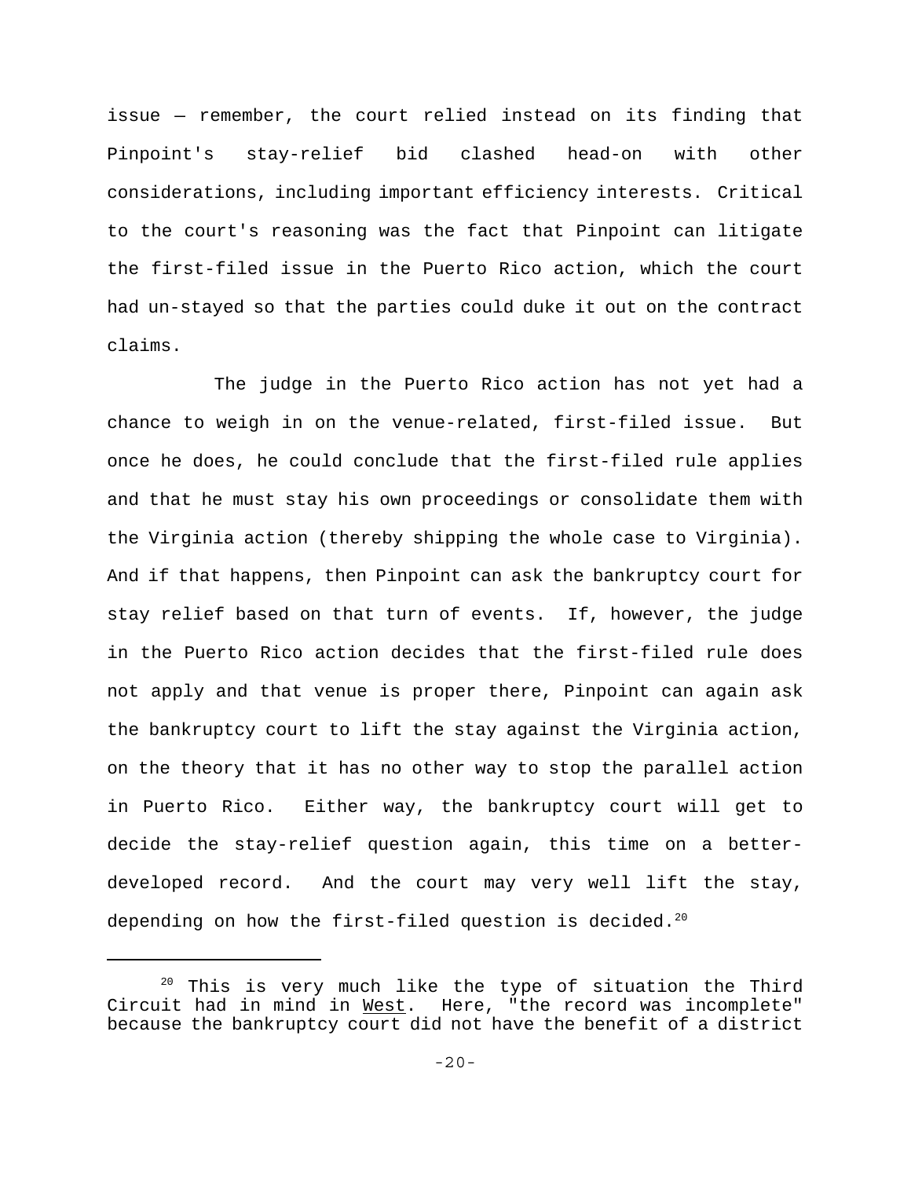issue — remember, the court relied instead on its finding that Pinpoint's stay-relief bid clashed head-on with other considerations, including important efficiency interests. Critical to the court's reasoning was the fact that Pinpoint can litigate the first-filed issue in the Puerto Rico action, which the court had un-stayed so that the parties could duke it out on the contract claims.

The judge in the Puerto Rico action has not yet had a chance to weigh in on the venue-related, first-filed issue. But once he does, he could conclude that the first-filed rule applies and that he must stay his own proceedings or consolidate them with the Virginia action (thereby shipping the whole case to Virginia). And if that happens, then Pinpoint can ask the bankruptcy court for stay relief based on that turn of events. If, however, the judge in the Puerto Rico action decides that the first-filed rule does not apply and that venue is proper there, Pinpoint can again ask the bankruptcy court to lift the stay against the Virginia action, on the theory that it has no other way to stop the parallel action in Puerto Rico. Either way, the bankruptcy court will get to decide the stay-relief question again, this time on a better-developed record. And the court may very well lift the stay, depending on how the first-filed question is decided.[20]

---

[20] This is very much like the type of situation the Third Circuit had in mind in West. Here, "the record was incomplete" because the bankruptcy court did not have the benefit of a district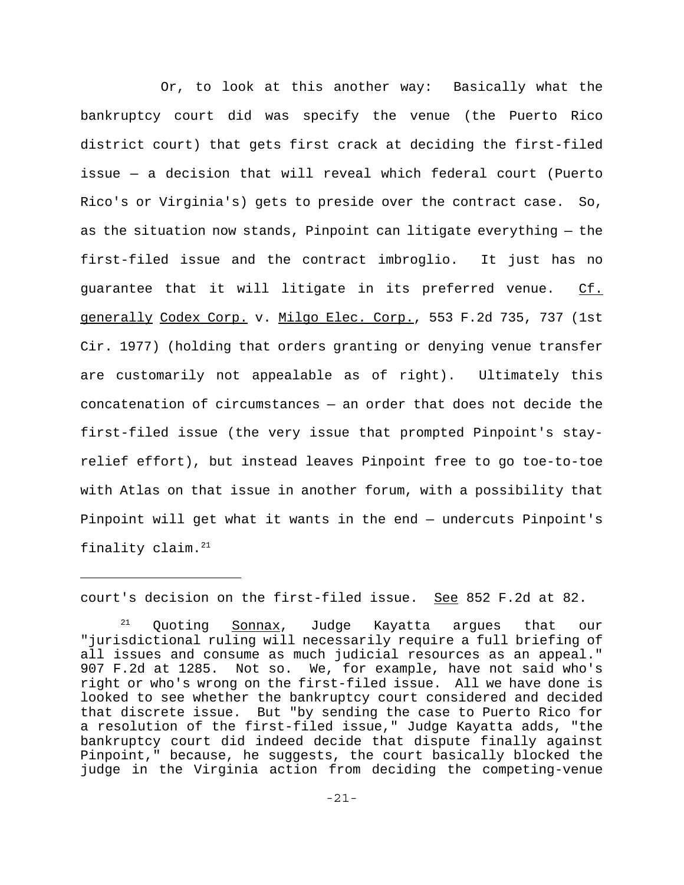Or, to look at this another way: Basically what the bankruptcy court did was specify the venue (the Puerto Rico district court) that gets first crack at deciding the first-filed issue — a decision that will reveal which federal court (Puerto Rico's or Virginia's) gets to preside over the contract case. So, as the situation now stands, Pinpoint can litigate everything — the first-filed issue and the contract imbroglio. It just has no guarantee that it will litigate in its preferred venue. Cf. generally Codex Corp. v. Milgo Elec. Corp., 553 F.2d 735, 737 (1st Cir. 1977) (holding that orders granting or denying venue transfer are customarily not appealable as of right). Ultimately this concatenation of circumstances — an order that does not decide the first-filed issue (the very issue that prompted Pinpoint's stay-relief effort), but instead leaves Pinpoint free to go toe-to-toe with Atlas on that issue in another forum, with a possibility that Pinpoint will get what it wants in the end — undercuts Pinpoint's finality claim.[21]

---

court's decision on the first-filed issue. See 852 F.2d at 82.

[21] Quoting Sonnax, Judge Kayatta argues that our "jurisdictional ruling will necessarily require a full briefing of all issues and consume as much judicial resources as an appeal." 907 F.2d at 1285. Not so. We, for example, have not said who's right or who's wrong on the first-filed issue. All we have done is looked to see whether the bankruptcy court considered and decided that discrete issue. But "by sending the case to Puerto Rico for a resolution of the first-filed issue," Judge Kayatta adds, "the bankruptcy court did indeed decide that dispute finally against Pinpoint," because, he suggests, the court basically blocked the judge in the Virginia action from deciding the competing-venue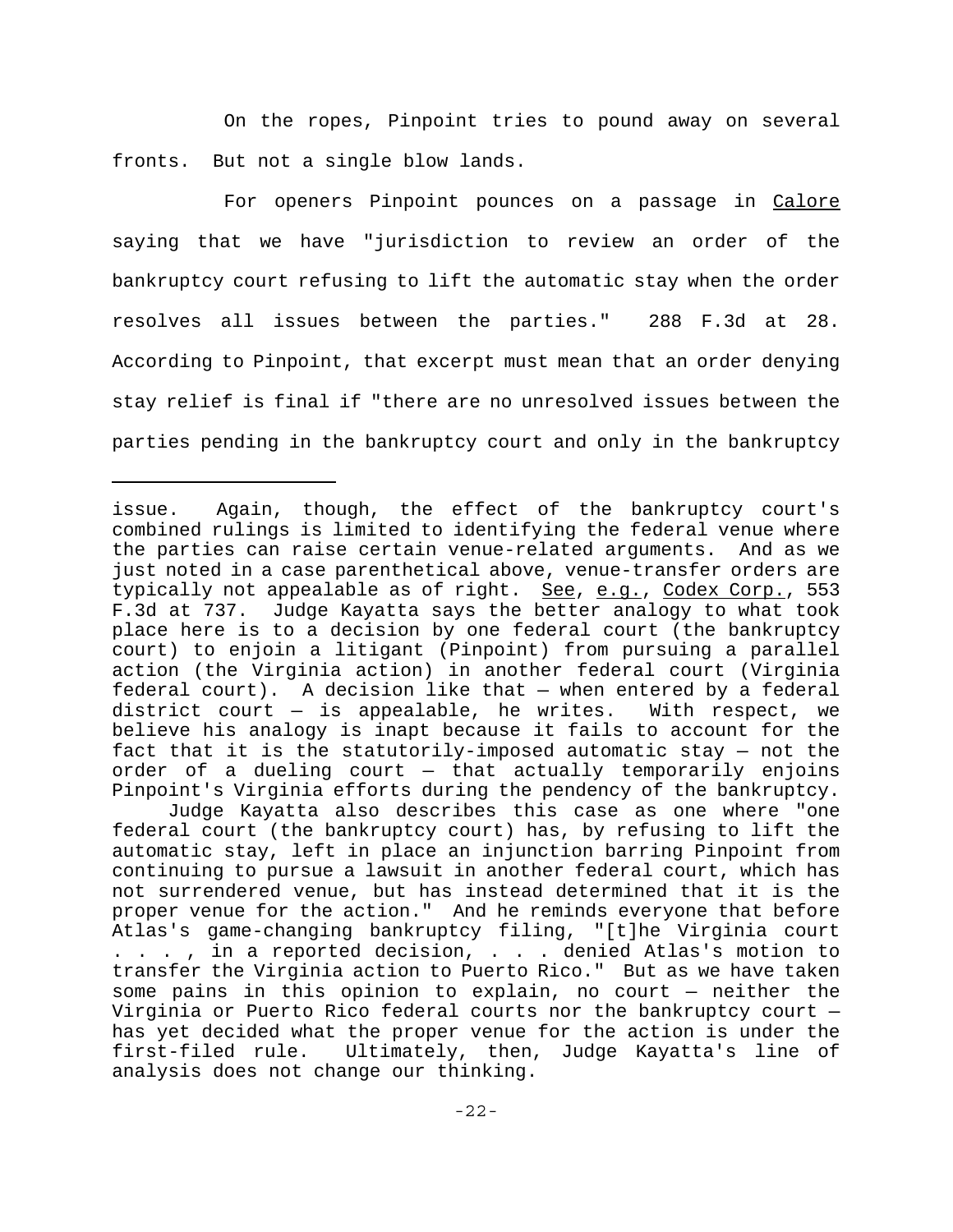On the ropes, Pinpoint tries to pound away on several fronts. But not a single blow lands.

For openers Pinpoint pounces on a passage in Calore saying that we have "jurisdiction to review an order of the bankruptcy court refusing to lift the automatic stay when the order resolves all issues between the parties." 288 F.3d at 28. According to Pinpoint, that excerpt must mean that an order denying stay relief is final if "there are no unresolved issues between the parties pending in the bankruptcy court and only in the bankruptcy

---

issue. Again, though, the effect of the bankruptcy court's combined rulings is limited to identifying the federal venue where the parties can raise certain venue-related arguments. And as we just noted in a case parenthetical above, venue-transfer orders are typically not appealable as of right. See, e.g., Codex Corp., 553 F.3d at 737. Judge Kayatta says the better analogy to what took place here is to a decision by one federal court (the bankruptcy court) to enjoin a litigant (Pinpoint) from pursuing a parallel action (the Virginia action) in another federal court (Virginia federal court). A decision like that — when entered by a federal district court — is appealable, he writes. With respect, we believe his analogy is inapt because it fails to account for the fact that it is the statutorily-imposed automatic stay — not the order of a dueling court — that actually temporarily enjoins Pinpoint's Virginia efforts during the pendency of the bankruptcy.

Judge Kayatta also describes this case as one where "one federal court (the bankruptcy court) has, by refusing to lift the automatic stay, left in place an injunction barring Pinpoint from continuing to pursue a lawsuit in another federal court, which has not surrendered venue, but has instead determined that it is the proper venue for the action." And he reminds everyone that before Atlas's game-changing bankruptcy filing, "[t]he Virginia court . . . , in a reported decision, . . . denied Atlas's motion to transfer the Virginia action to Puerto Rico." But as we have taken some pains in this opinion to explain, no court — neither the Virginia or Puerto Rico federal courts nor the bankruptcy court — has yet decided what the proper venue for the action is under the first-filed rule. Ultimately, then, Judge Kayatta's line of analysis does not change our thinking.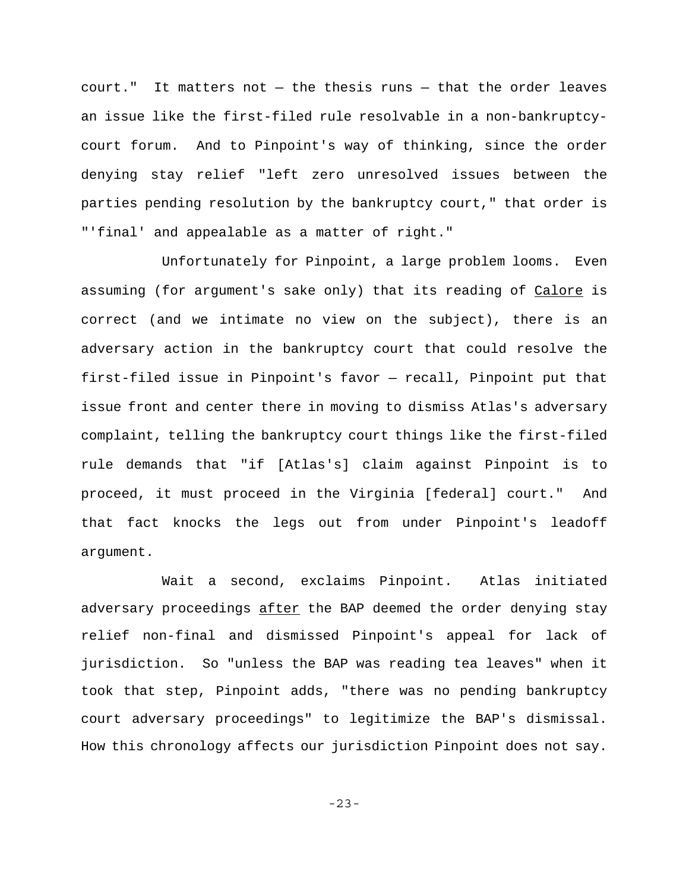court." It matters not — the thesis runs — that the order leaves an issue like the first-filed rule resolvable in a non-bankruptcy-court forum. And to Pinpoint's way of thinking, since the order denying stay relief "left zero unresolved issues between the parties pending resolution by the bankruptcy court," that order is "'final' and appealable as a matter of right."

Unfortunately for Pinpoint, a large problem looms. Even assuming (for argument's sake only) that its reading of Calore is correct (and we intimate no view on the subject), there is an adversary action in the bankruptcy court that could resolve the first-filed issue in Pinpoint's favor — recall, Pinpoint put that issue front and center there in moving to dismiss Atlas's adversary complaint, telling the bankruptcy court things like the first-filed rule demands that "if [Atlas's] claim against Pinpoint is to proceed, it must proceed in the Virginia [federal] court." And that fact knocks the legs out from under Pinpoint's leadoff argument.

Wait a second, exclaims Pinpoint. Atlas initiated adversary proceedings after the BAP deemed the order denying stay relief non-final and dismissed Pinpoint's appeal for lack of jurisdiction. So "unless the BAP was reading tea leaves" when it took that step, Pinpoint adds, "there was no pending bankruptcy court adversary proceedings" to legitimize the BAP's dismissal. How this chronology affects our jurisdiction Pinpoint does not say.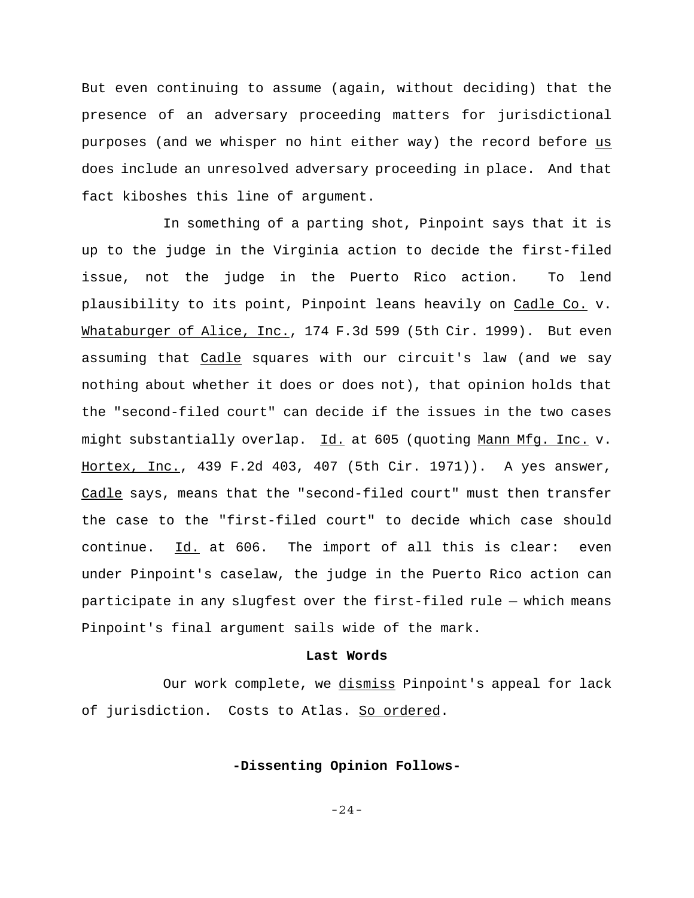But even continuing to assume (again, without deciding) that the presence of an adversary proceeding matters for jurisdictional purposes (and we whisper no hint either way) the record before _us_ does include an unresolved adversary proceeding in place. And that fact kiboshes this line of argument.

In something of a parting shot, Pinpoint says that it is up to the judge in the Virginia action to decide the first-filed issue, not the judge in the Puerto Rico action. To lend plausibility to its point, Pinpoint leans heavily on _Cadle Co._ v. _Whataburger of Alice, Inc._, 174 F.3d 599 (5th Cir. 1999). But even assuming that _Cadle_ squares with our circuit's law (and we say nothing about whether it does or does not), that opinion holds that the "second-filed court" can decide if the issues in the two cases might substantially overlap. _Id._ at 605 (quoting _Mann Mfg. Inc._ v. _Hortex, Inc._, 439 F.2d 403, 407 (5th Cir. 1971)). A yes answer, _Cadle_ says, means that the "second-filed court" must then transfer the case to the "first-filed court" to decide which case should continue. _Id._ at 606. The import of all this is clear: even under Pinpoint's caselaw, the judge in the Puerto Rico action can participate in any slugfest over the first-filed rule — which means Pinpoint's final argument sails wide of the mark.

**Last Words**

Our work complete, we _dismiss_ Pinpoint's appeal for lack of jurisdiction. Costs to Atlas. _So ordered_.

**-Dissenting Opinion Follows-**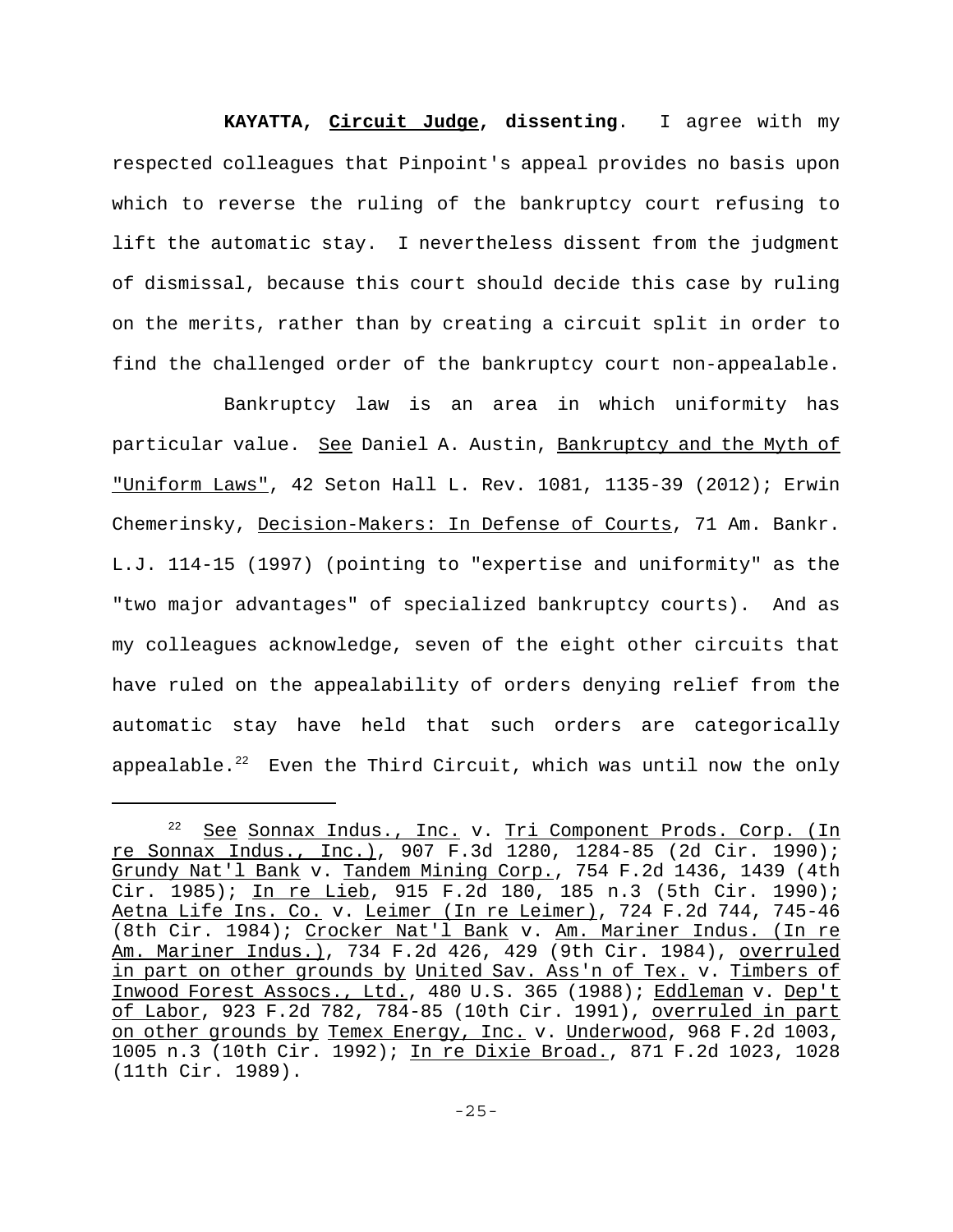**KAYATTA, Circuit Judge, dissenting**. I agree with my respected colleagues that Pinpoint's appeal provides no basis upon which to reverse the ruling of the bankruptcy court refusing to lift the automatic stay. I nevertheless dissent from the judgment of dismissal, because this court should decide this case by ruling on the merits, rather than by creating a circuit split in order to find the challenged order of the bankruptcy court non-appealable.

Bankruptcy law is an area in which uniformity has particular value. See Daniel A. Austin, Bankruptcy and the Myth of "Uniform Laws", 42 Seton Hall L. Rev. 1081, 1135-39 (2012); Erwin Chemerinsky, Decision-Makers: In Defense of Courts, 71 Am. Bankr. L.J. 114-15 (1997) (pointing to "expertise and uniformity" as the "two major advantages" of specialized bankruptcy courts). And as my colleagues acknowledge, seven of the eight other circuits that have ruled on the appealability of orders denying relief from the automatic stay have held that such orders are categorically appealable.[22] Even the Third Circuit, which was until now the only

[22] See Sonnax Indus., Inc. v. Tri Component Prods. Corp. (In re Sonnax Indus., Inc.), 907 F.3d 1280, 1284-85 (2d Cir. 1990); Grundy Nat'l Bank v. Tandem Mining Corp., 754 F.2d 1436, 1439 (4th Cir. 1985); In re Lieb, 915 F.2d 180, 185 n.3 (5th Cir. 1990); Aetna Life Ins. Co. v. Leimer (In re Leimer), 724 F.2d 744, 745-46 (8th Cir. 1984); Crocker Nat'l Bank v. Am. Mariner Indus. (In re Am. Mariner Indus.), 734 F.2d 426, 429 (9th Cir. 1984), overruled in part on other grounds by United Sav. Ass'n of Tex. v. Timbers of Inwood Forest Assocs., Ltd., 480 U.S. 365 (1988); Eddleman v. Dep't of Labor, 923 F.2d 782, 784-85 (10th Cir. 1991), overruled in part on other grounds by Temex Energy, Inc. v. Underwood, 968 F.2d 1003, 1005 n.3 (10th Cir. 1992); In re Dixie Broad., 871 F.2d 1023, 1028 (11th Cir. 1989).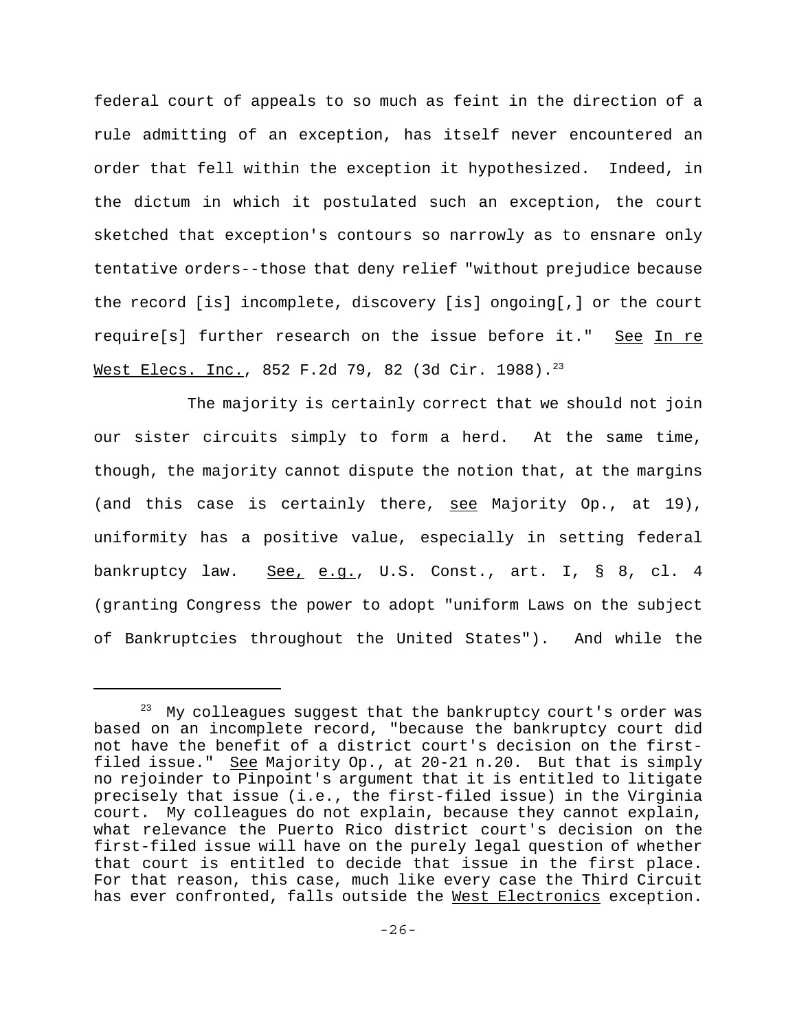federal court of appeals to so much as feint in the direction of a rule admitting of an exception, has itself never encountered an order that fell within the exception it hypothesized. Indeed, in the dictum in which it postulated such an exception, the court sketched that exception's contours so narrowly as to ensnare only tentative orders--those that deny relief "without prejudice because the record [is] incomplete, discovery [is] ongoing[,] or the court require[s] further research on the issue before it." _See_ _In re West Elecs. Inc._, 852 F.2d 79, 82 (3d Cir. 1988).[23]

The majority is certainly correct that we should not join our sister circuits simply to form a herd. At the same time, though, the majority cannot dispute the notion that, at the margins (and this case is certainly there, _see_ Majority Op., at 19), uniformity has a positive value, especially in setting federal bankruptcy law. _See, e.g._, U.S. Const., art. I, § 8, cl. 4 (granting Congress the power to adopt "uniform Laws on the subject of Bankruptcies throughout the United States"). And while the

---

[23] My colleagues suggest that the bankruptcy court's order was based on an incomplete record, "because the bankruptcy court did not have the benefit of a district court's decision on the first-filed issue." _See_ Majority Op., at 20-21 n.20. But that is simply no rejoinder to Pinpoint's argument that it is entitled to litigate precisely that issue (i.e., the first-filed issue) in the Virginia court. My colleagues do not explain, because they cannot explain, what relevance the Puerto Rico district court's decision on the first-filed issue will have on the purely legal question of whether that court is entitled to decide that issue in the first place. For that reason, this case, much like every case the Third Circuit has ever confronted, falls outside the _West Electronics_ exception.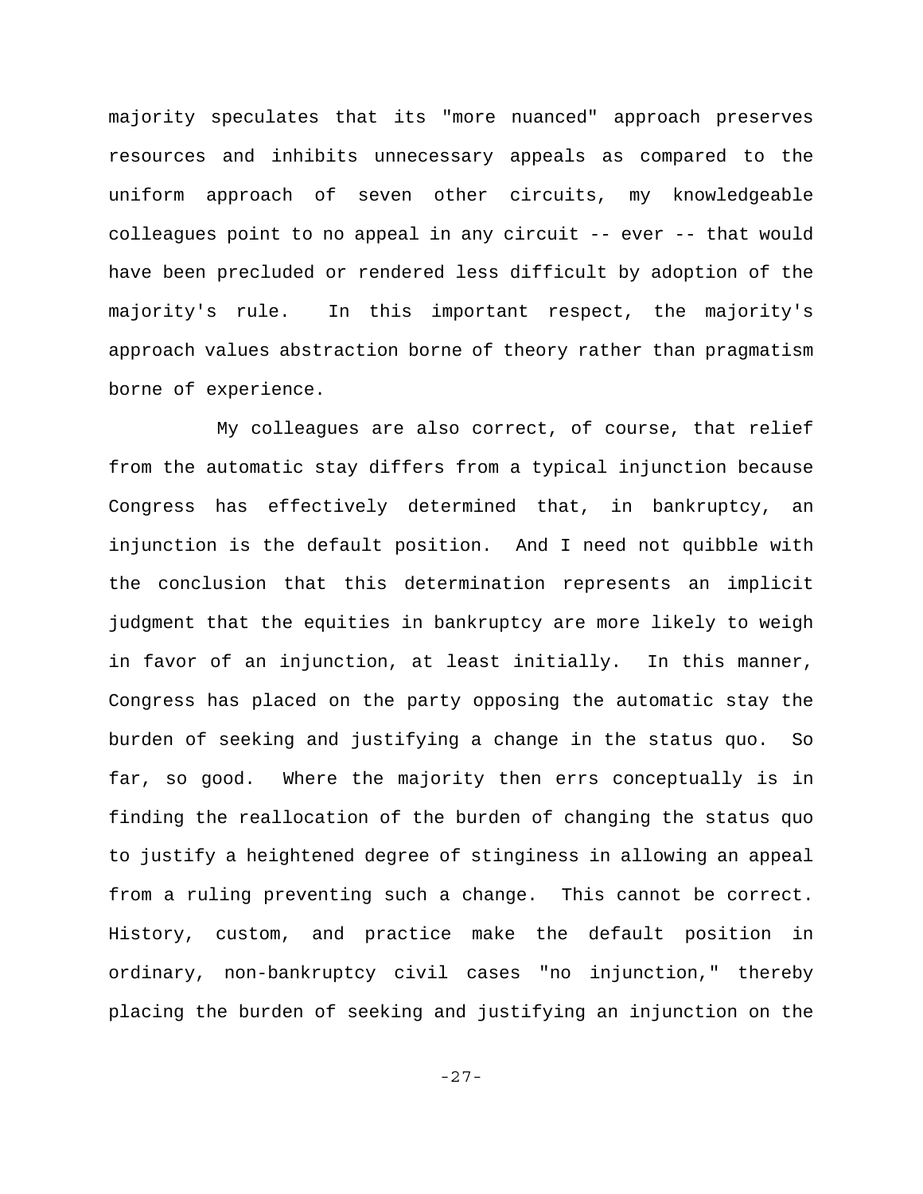majority speculates that its "more nuanced" approach preserves resources and inhibits unnecessary appeals as compared to the uniform approach of seven other circuits, my knowledgeable colleagues point to no appeal in any circuit -- ever -- that would have been precluded or rendered less difficult by adoption of the majority's rule. In this important respect, the majority's approach values abstraction borne of theory rather than pragmatism borne of experience.

My colleagues are also correct, of course, that relief from the automatic stay differs from a typical injunction because Congress has effectively determined that, in bankruptcy, an injunction is the default position. And I need not quibble with the conclusion that this determination represents an implicit judgment that the equities in bankruptcy are more likely to weigh in favor of an injunction, at least initially. In this manner, Congress has placed on the party opposing the automatic stay the burden of seeking and justifying a change in the status quo. So far, so good. Where the majority then errs conceptually is in finding the reallocation of the burden of changing the status quo to justify a heightened degree of stinginess in allowing an appeal from a ruling preventing such a change. This cannot be correct. History, custom, and practice make the default position in ordinary, non-bankruptcy civil cases "no injunction," thereby placing the burden of seeking and justifying an injunction on the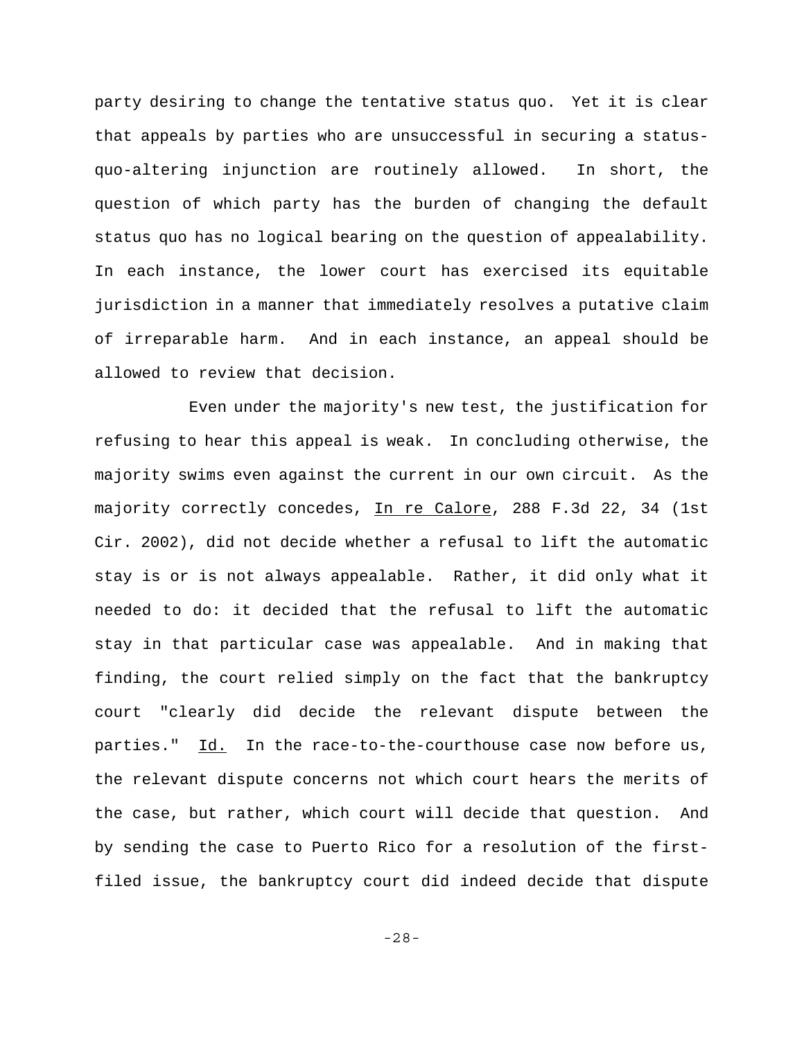party desiring to change the tentative status quo. Yet it is clear that appeals by parties who are unsuccessful in securing a status-quo-altering injunction are routinely allowed. In short, the question of which party has the burden of changing the default status quo has no logical bearing on the question of appealability. In each instance, the lower court has exercised its equitable jurisdiction in a manner that immediately resolves a putative claim of irreparable harm. And in each instance, an appeal should be allowed to review that decision.

Even under the majority's new test, the justification for refusing to hear this appeal is weak. In concluding otherwise, the majority swims even against the current in our own circuit. As the majority correctly concedes, In re Calore, 288 F.3d 22, 34 (1st Cir. 2002), did not decide whether a refusal to lift the automatic stay is or is not always appealable. Rather, it did only what it needed to do: it decided that the refusal to lift the automatic stay in that particular case was appealable. And in making that finding, the court relied simply on the fact that the bankruptcy court "clearly did decide the relevant dispute between the parties." Id. In the race-to-the-courthouse case now before us, the relevant dispute concerns not which court hears the merits of the case, but rather, which court will decide that question. And by sending the case to Puerto Rico for a resolution of the first-filed issue, the bankruptcy court did indeed decide that dispute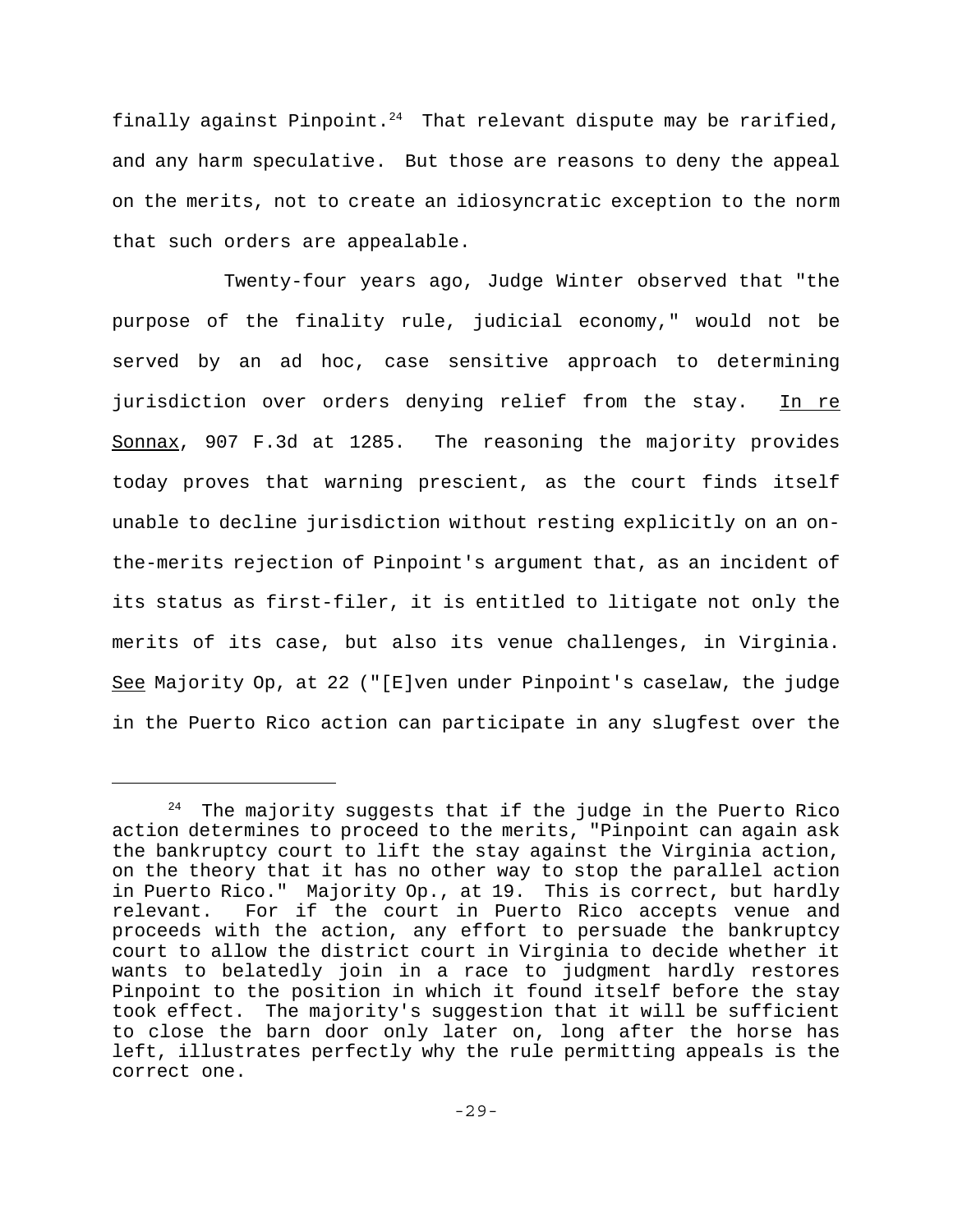finally against Pinpoint.[24] That relevant dispute may be rarified, and any harm speculative. But those are reasons to deny the appeal on the merits, not to create an idiosyncratic exception to the norm that such orders are appealable.

Twenty-four years ago, Judge Winter observed that "the purpose of the finality rule, judicial economy," would not be served by an ad hoc, case sensitive approach to determining jurisdiction over orders denying relief from the stay. In re Sonnax, 907 F.3d at 1285. The reasoning the majority provides today proves that warning prescient, as the court finds itself unable to decline jurisdiction without resting explicitly on an on-the-merits rejection of Pinpoint's argument that, as an incident of its status as first-filer, it is entitled to litigate not only the merits of its case, but also its venue challenges, in Virginia. See Majority Op, at 22 ("[E]ven under Pinpoint's caselaw, the judge in the Puerto Rico action can participate in any slugfest over the

---

[24] The majority suggests that if the judge in the Puerto Rico action determines to proceed to the merits, "Pinpoint can again ask the bankruptcy court to lift the stay against the Virginia action, on the theory that it has no other way to stop the parallel action in Puerto Rico." Majority Op., at 19. This is correct, but hardly relevant. For if the court in Puerto Rico accepts venue and proceeds with the action, any effort to persuade the bankruptcy court to allow the district court in Virginia to decide whether it wants to belatedly join in a race to judgment hardly restores Pinpoint to the position in which it found itself before the stay took effect. The majority's suggestion that it will be sufficient to close the barn door only later on, long after the horse has left, illustrates perfectly why the rule permitting appeals is the correct one.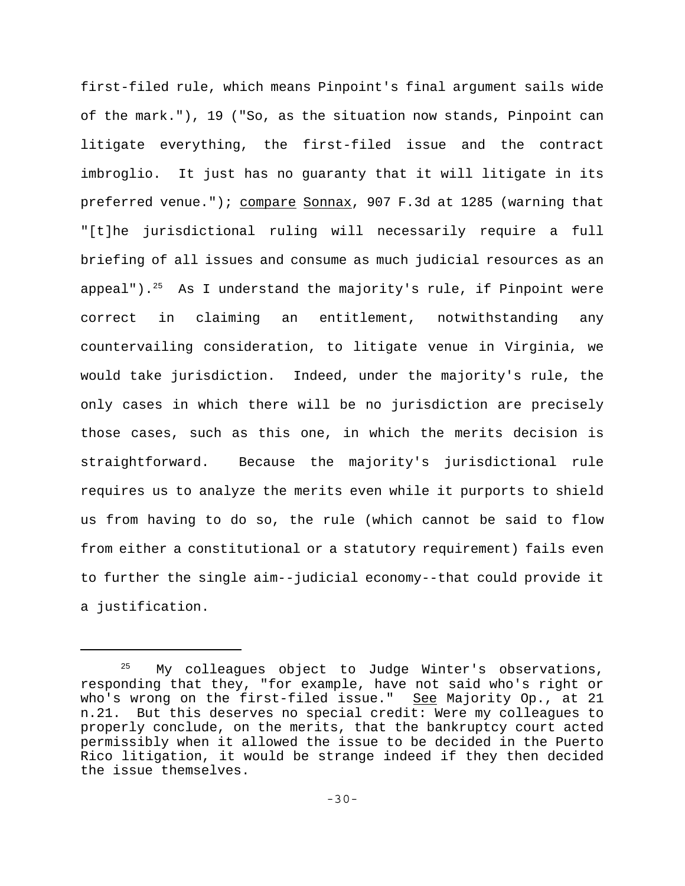first-filed rule, which means Pinpoint's final argument sails wide of the mark."), 19 ("So, as the situation now stands, Pinpoint can litigate everything, the first-filed issue and the contract imbroglio. It just has no guaranty that it will litigate in its preferred venue."); compare Sonnax, 907 F.3d at 1285 (warning that "[t]he jurisdictional ruling will necessarily require a full briefing of all issues and consume as much judicial resources as an appeal").[25] As I understand the majority's rule, if Pinpoint were correct in claiming an entitlement, notwithstanding any countervailing consideration, to litigate venue in Virginia, we would take jurisdiction. Indeed, under the majority's rule, the only cases in which there will be no jurisdiction are precisely those cases, such as this one, in which the merits decision is straightforward. Because the majority's jurisdictional rule requires us to analyze the merits even while it purports to shield us from having to do so, the rule (which cannot be said to flow from either a constitutional or a statutory requirement) fails even to further the single aim--judicial economy--that could provide it a justification.

---

[25] My colleagues object to Judge Winter's observations, responding that they, "for example, have not said who's right or who's wrong on the first-filed issue." See Majority Op., at 21 n.21. But this deserves no special credit: Were my colleagues to properly conclude, on the merits, that the bankruptcy court acted permissibly when it allowed the issue to be decided in the Puerto Rico litigation, it would be strange indeed if they then decided the issue themselves.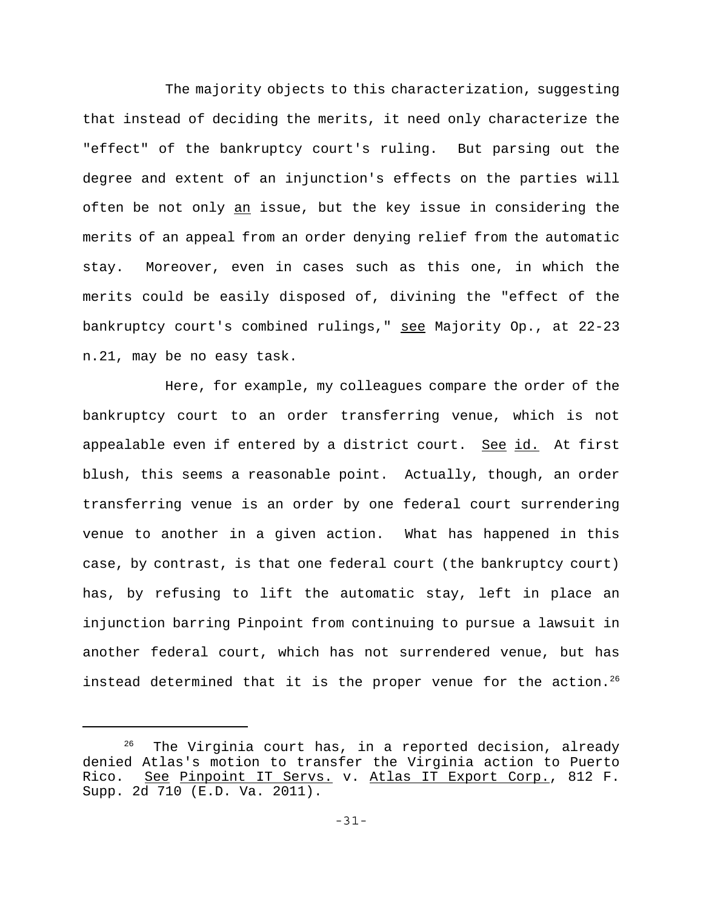The majority objects to this characterization, suggesting that instead of deciding the merits, it need only characterize the "effect" of the bankruptcy court's ruling. But parsing out the degree and extent of an injunction's effects on the parties will often be not only _an_ issue, but the key issue in considering the merits of an appeal from an order denying relief from the automatic stay. Moreover, even in cases such as this one, in which the merits could be easily disposed of, divining the "effect of the bankruptcy court's combined rulings," _see_ Majority Op., at 22-23 n.21, may be no easy task.

Here, for example, my colleagues compare the order of the bankruptcy court to an order transferring venue, which is not appealable even if entered by a district court. _See_ _id._ At first blush, this seems a reasonable point. Actually, though, an order transferring venue is an order by one federal court surrendering venue to another in a given action. What has happened in this case, by contrast, is that one federal court (the bankruptcy court) has, by refusing to lift the automatic stay, left in place an injunction barring Pinpoint from continuing to pursue a lawsuit in another federal court, which has not surrendered venue, but has instead determined that it is the proper venue for the action.[26]

---

[26] The Virginia court has, in a reported decision, already denied Atlas's motion to transfer the Virginia action to Puerto Rico. _See_ _Pinpoint IT Servs._ v. _Atlas IT Export Corp._, 812 F. Supp. 2d 710 (E.D. Va. 2011).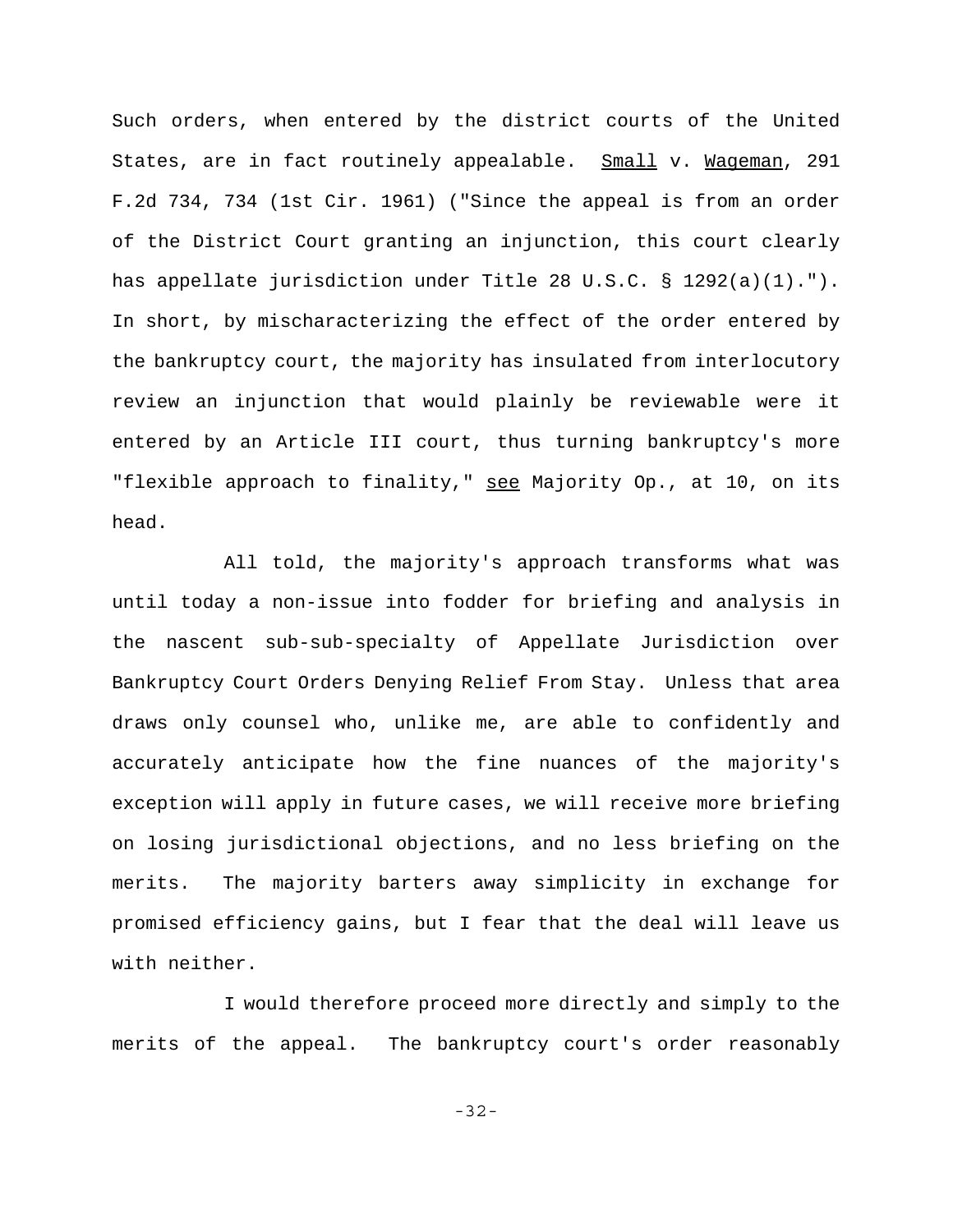Such orders, when entered by the district courts of the United States, are in fact routinely appealable. Small v. Wageman, 291 F.2d 734, 734 (1st Cir. 1961) ("Since the appeal is from an order of the District Court granting an injunction, this court clearly has appellate jurisdiction under Title 28 U.S.C. § 1292(a)(1)."). In short, by mischaracterizing the effect of the order entered by the bankruptcy court, the majority has insulated from interlocutory review an injunction that would plainly be reviewable were it entered by an Article III court, thus turning bankruptcy's more "flexible approach to finality," see Majority Op., at 10, on its head.

All told, the majority's approach transforms what was until today a non-issue into fodder for briefing and analysis in the nascent sub-sub-specialty of Appellate Jurisdiction over Bankruptcy Court Orders Denying Relief From Stay. Unless that area draws only counsel who, unlike me, are able to confidently and accurately anticipate how the fine nuances of the majority's exception will apply in future cases, we will receive more briefing on losing jurisdictional objections, and no less briefing on the merits. The majority barters away simplicity in exchange for promised efficiency gains, but I fear that the deal will leave us with neither.

I would therefore proceed more directly and simply to the merits of the appeal. The bankruptcy court's order reasonably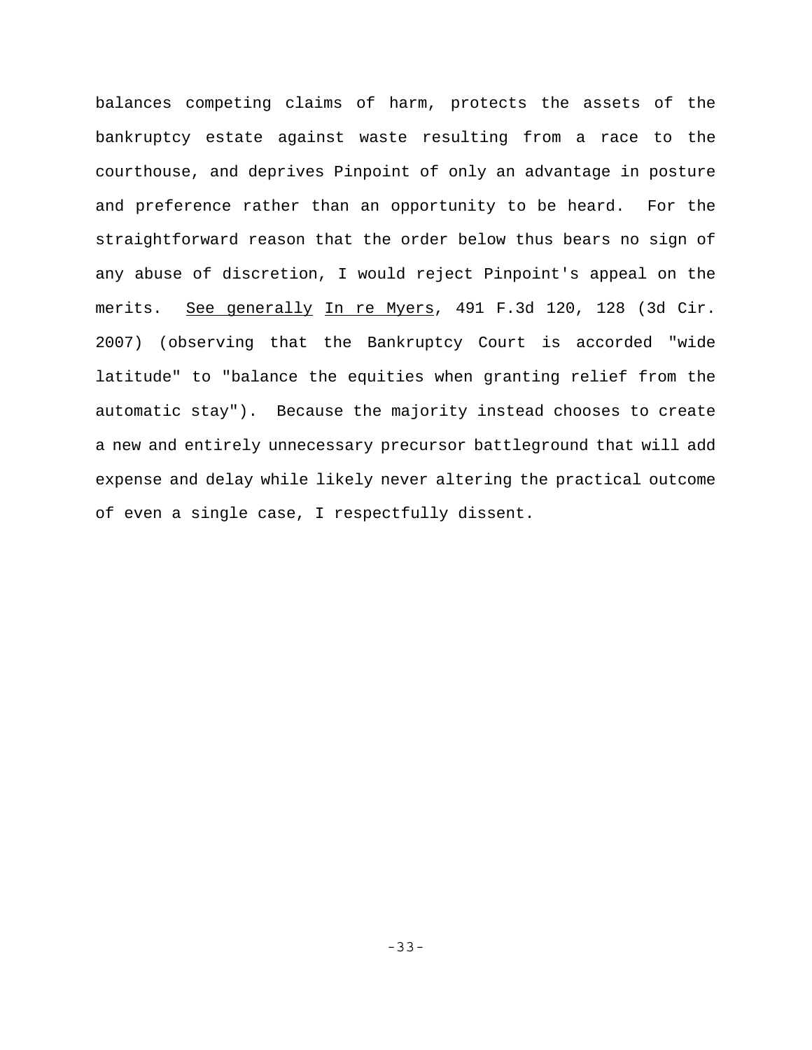balances competing claims of harm, protects the assets of the bankruptcy estate against waste resulting from a race to the courthouse, and deprives Pinpoint of only an advantage in posture and preference rather than an opportunity to be heard. For the straightforward reason that the order below thus bears no sign of any abuse of discretion, I would reject Pinpoint's appeal on the merits. See generally In re Myers, 491 F.3d 120, 128 (3d Cir. 2007) (observing that the Bankruptcy Court is accorded "wide latitude" to "balance the equities when granting relief from the automatic stay"). Because the majority instead chooses to create a new and entirely unnecessary precursor battleground that will add expense and delay while likely never altering the practical outcome of even a single case, I respectfully dissent.